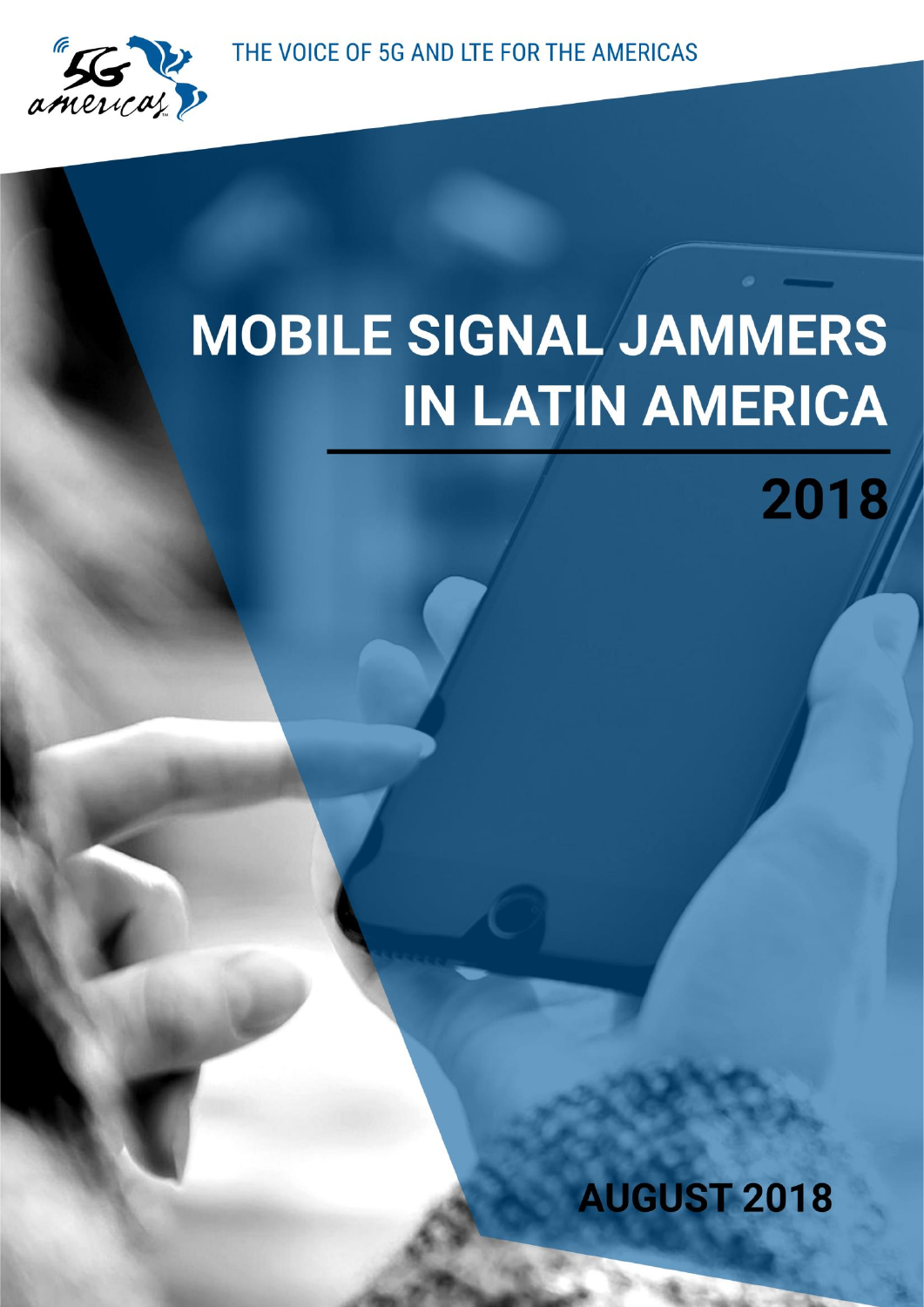THE VOICE OF 5G AND LTE FOR THE AMERICAS

# MOBILE SIGNAL JAMMERS IN LATIN AMERICA

## 2018

**AUGUST 2018**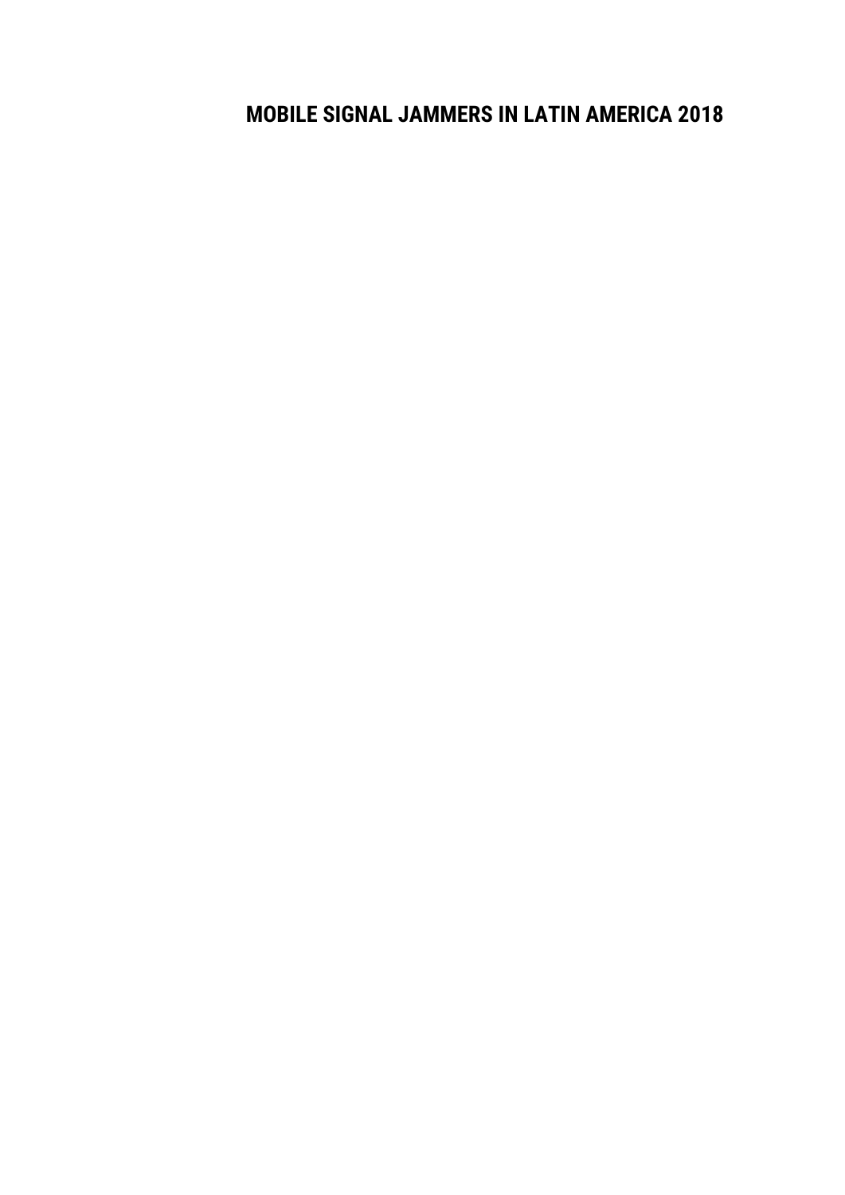# MOBILE SIGNAL JAMMERS IN LATIN AMERICA 2018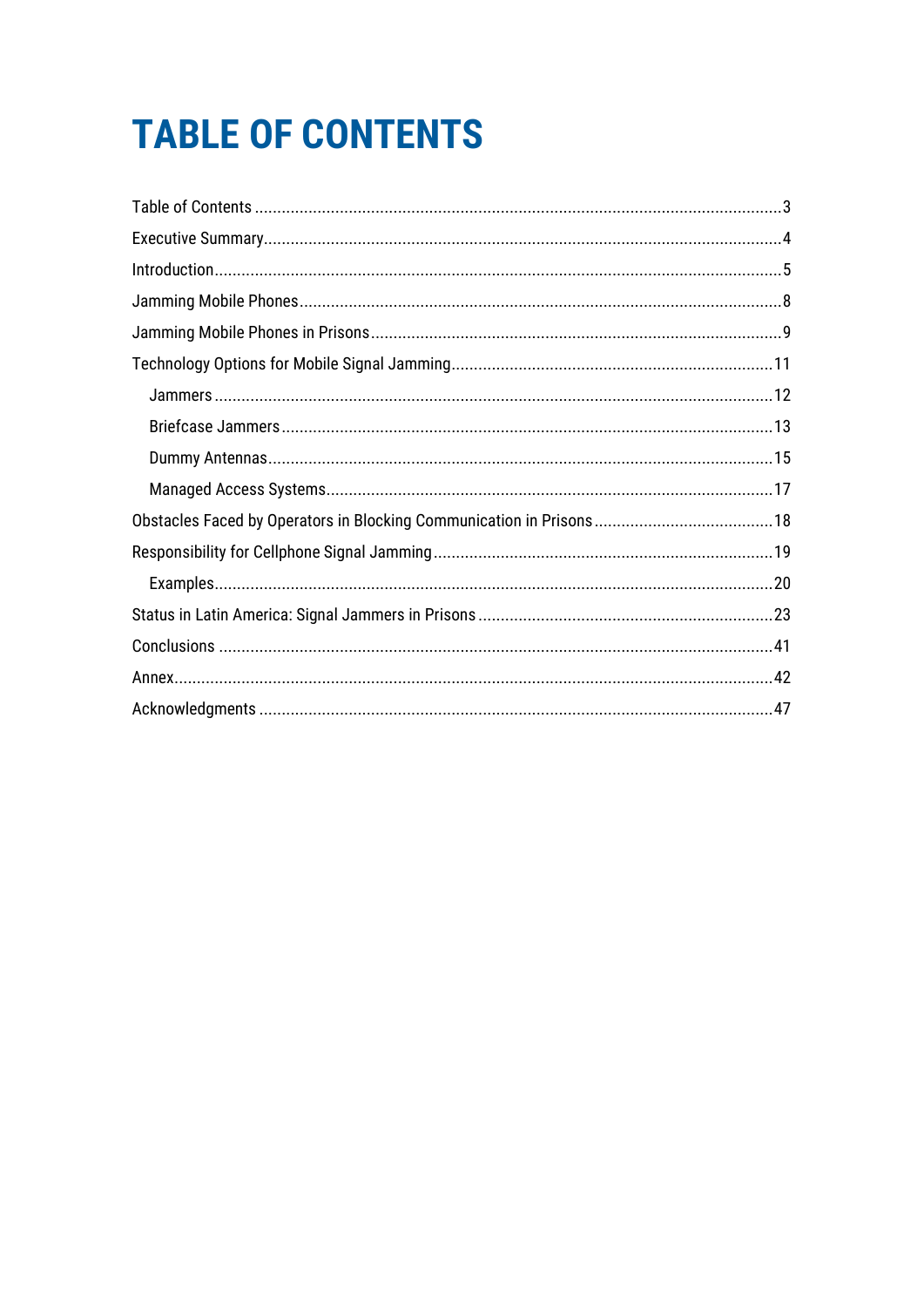# TABLE OF CONTENTS

Table of Contents ....................................................................................................................3

Executive Summary...................................................................................................................4

Introduction.............................................................................................................................5

Jamming Mobile Phones...........................................................................................................8

Jamming Mobile Phones in Prisons...........................................................................................9

Technology Options for Mobile Signal Jamming.......................................................................11

- Jammers ............................................................................................................................12
- Briefcase Jammers.............................................................................................................13
- Dummy Antennas................................................................................................................15
- Managed Access Systems...................................................................................................17

Obstacles Faced by Operators in Blocking Communication in Prisons........................................18

Responsibility for Cellphone Signal Jamming............................................................................19

- Examples............................................................................................................................20

Status in Latin America: Signal Jammers in Prisons..................................................................23

Conclusions ..........................................................................................................................41

Annex.....................................................................................................................................42

Acknowledgments .................................................................................................................47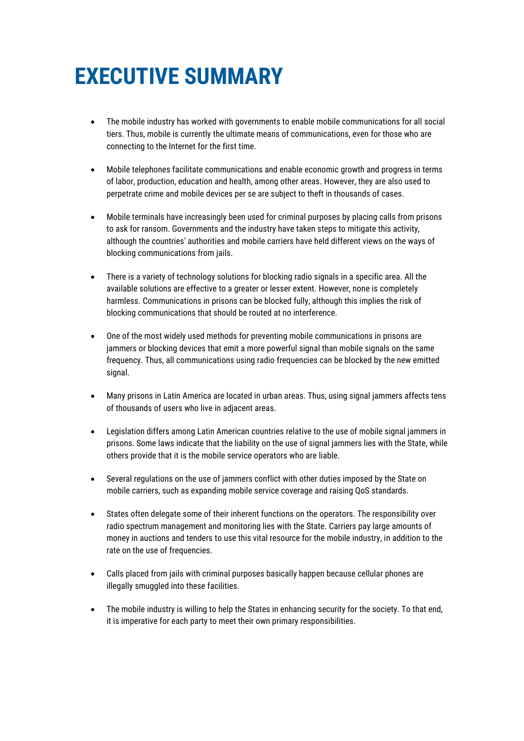# EXECUTIVE SUMMARY

- The mobile industry has worked with governments to enable mobile communications for all social tiers. Thus, mobile is currently the ultimate means of communications, even for those who are connecting to the Internet for the first time.

- Mobile telephones facilitate communications and enable economic growth and progress in terms of labor, production, education and health, among other areas. However, they are also used to perpetrate crime and mobile devices per se are subject to theft in thousands of cases.

- Mobile terminals have increasingly been used for criminal purposes by placing calls from prisons to ask for ransom. Governments and the industry have taken steps to mitigate this activity, although the countries' authorities and mobile carriers have held different views on the ways of blocking communications from jails.

- There is a variety of technology solutions for blocking radio signals in a specific area. All the available solutions are effective to a greater or lesser extent. However, none is completely harmless. Communications in prisons can be blocked fully, although this implies the risk of blocking communications that should be routed at no interference.

- One of the most widely used methods for preventing mobile communications in prisons are jammers or blocking devices that emit a more powerful signal than mobile signals on the same frequency. Thus, all communications using radio frequencies can be blocked by the new emitted signal.

- Many prisons in Latin America are located in urban areas. Thus, using signal jammers affects tens of thousands of users who live in adjacent areas.

- Legislation differs among Latin American countries relative to the use of mobile signal jammers in prisons. Some laws indicate that the liability on the use of signal jammers lies with the State, while others provide that it is the mobile service operators who are liable.

- Several regulations on the use of jammers conflict with other duties imposed by the State on mobile carriers, such as expanding mobile service coverage and raising QoS standards.

- States often delegate some of their inherent functions on the operators. The responsibility over radio spectrum management and monitoring lies with the State. Carriers pay large amounts of money in auctions and tenders to use this vital resource for the mobile industry, in addition to the rate on the use of frequencies.

- Calls placed from jails with criminal purposes basically happen because cellular phones are illegally smuggled into these facilities.

- The mobile industry is willing to help the States in enhancing security for the society. To that end, it is imperative for each party to meet their own primary responsibilities.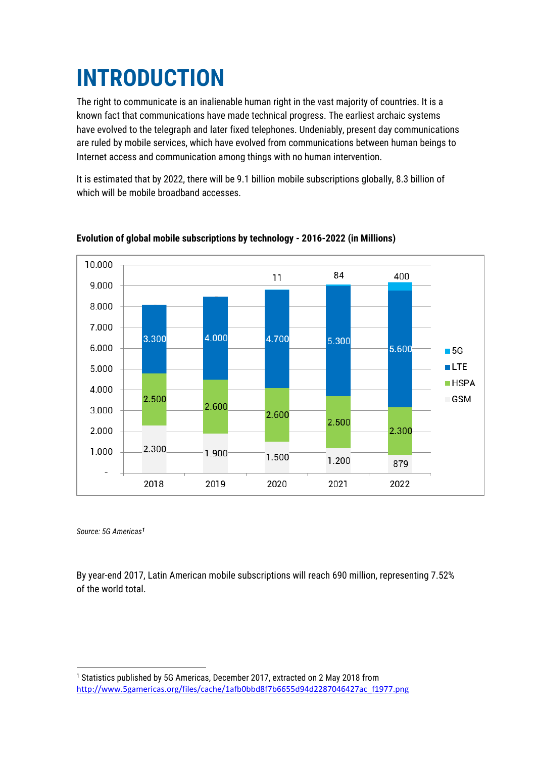# INTRODUCTION

The right to communicate is an inalienable human right in the vast majority of countries. It is a known fact that communications have made technical progress. The earliest archaic systems have evolved to the telegraph and later fixed telephones. Undeniably, present day communications are ruled by mobile services, which have evolved from communications between human beings to Internet access and communication among things with no human intervention.

It is estimated that by 2022, there will be 9.1 billion mobile subscriptions globally, 8.3 billion of which will be mobile broadband accesses.

**Evolution of global mobile subscriptions by technology - 2016-2022 (in Millions)**

| | 2018 | 2019 | 2020 | 2021 | 2022 |
|---|---|---|---|---|---|
| 5G | | | 11 | 84 | 400 |
| LTE | 3.300 | 4.000 | 4.700 | 5.300 | 5.600 |
| HSPA | 2.500 | 2.600 | 2.600 | 2.500 | 2.300 |
| GSM | 2.300 | 1.900 | 1.500 | 1.200 | 879 |

*Source: 5G Americas[1]*

By year-end 2017, Latin American mobile subscriptions will reach 690 million, representing 7.52% of the world total.

[1] Statistics published by 5G Americas, December 2017, extracted on 2 May 2018 from http://www.5gamericas.org/files/cache/1afb0bbd8f7b6655d94d2287046427ac_f1977.png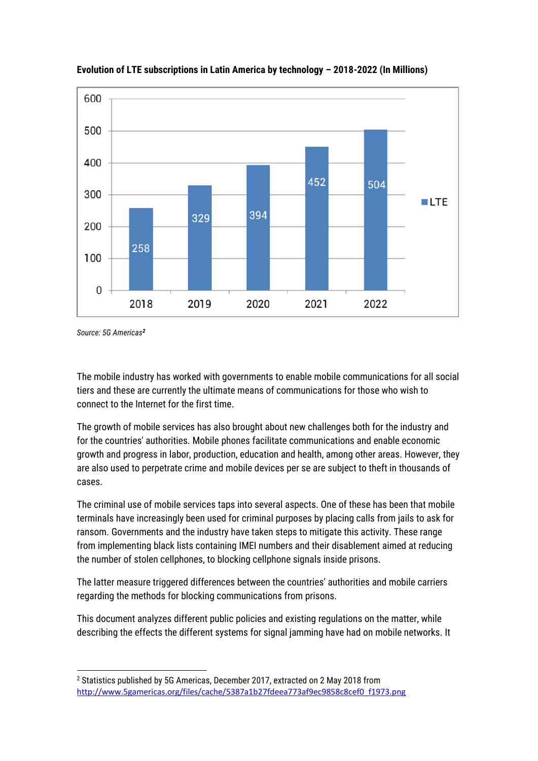**Evolution of LTE subscriptions in Latin America by technology – 2018-2022 (In Millions)**

| Year | LTE |
|---|---|
| 2018 | 258 |
| 2019 | 329 |
| 2020 | 394 |
| 2021 | 452 |
| 2022 | 504 |

*Source: 5G Americas[2]*

The mobile industry has worked with governments to enable mobile communications for all social tiers and these are currently the ultimate means of communications for those who wish to connect to the Internet for the first time.

The growth of mobile services has also brought about new challenges both for the industry and for the countries' authorities. Mobile phones facilitate communications and enable economic growth and progress in labor, production, education and health, among other areas. However, they are also used to perpetrate crime and mobile devices per se are subject to theft in thousands of cases.

The criminal use of mobile services taps into several aspects. One of these has been that mobile terminals have increasingly been used for criminal purposes by placing calls from jails to ask for ransom. Governments and the industry have taken steps to mitigate this activity. These range from implementing black lists containing IMEI numbers and their disablement aimed at reducing the number of stolen cellphones, to blocking cellphone signals inside prisons.

The latter measure triggered differences between the countries' authorities and mobile carriers regarding the methods for blocking communications from prisons.

This document analyzes different public policies and existing regulations on the matter, while describing the effects the different systems for signal jamming have had on mobile networks. It

---

[2] Statistics published by 5G Americas, December 2017, extracted on 2 May 2018 from http://www.5gamericas.org/files/cache/5387a1b27fdeea773af9ec9858c8cef0_f1973.png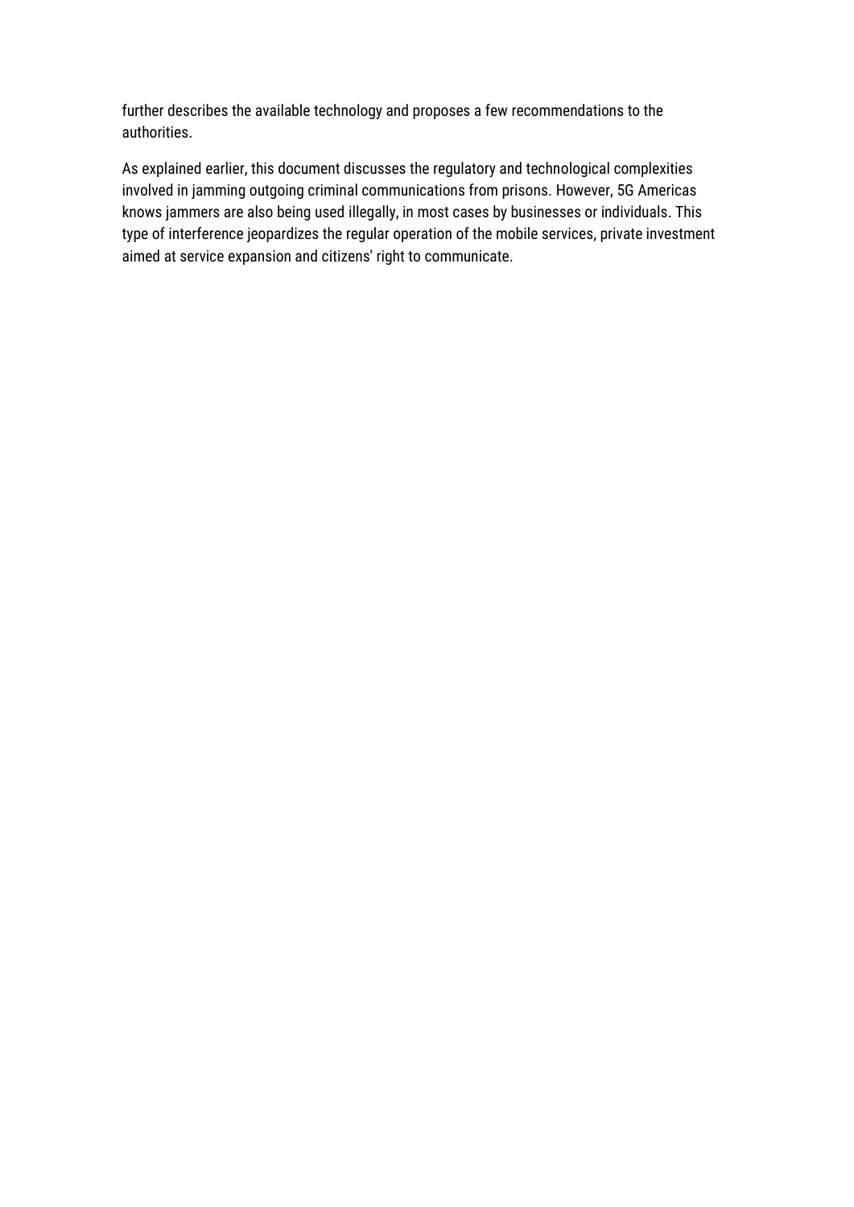further describes the available technology and proposes a few recommendations to the authorities.

As explained earlier, this document discusses the regulatory and technological complexities involved in jamming outgoing criminal communications from prisons. However, 5G Americas knows jammers are also being used illegally, in most cases by businesses or individuals. This type of interference jeopardizes the regular operation of the mobile services, private investment aimed at service expansion and citizens' right to communicate.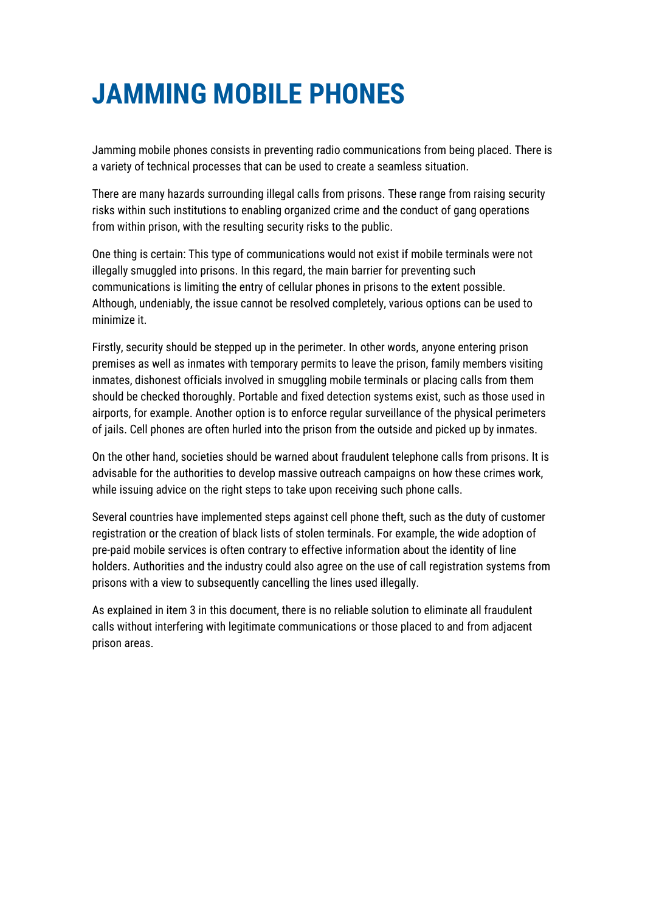# JAMMING MOBILE PHONES

Jamming mobile phones consists in preventing radio communications from being placed. There is a variety of technical processes that can be used to create a seamless situation.

There are many hazards surrounding illegal calls from prisons. These range from raising security risks within such institutions to enabling organized crime and the conduct of gang operations from within prison, with the resulting security risks to the public.

One thing is certain: This type of communications would not exist if mobile terminals were not illegally smuggled into prisons. In this regard, the main barrier for preventing such communications is limiting the entry of cellular phones in prisons to the extent possible. Although, undeniably, the issue cannot be resolved completely, various options can be used to minimize it.

Firstly, security should be stepped up in the perimeter. In other words, anyone entering prison premises as well as inmates with temporary permits to leave the prison, family members visiting inmates, dishonest officials involved in smuggling mobile terminals or placing calls from them should be checked thoroughly. Portable and fixed detection systems exist, such as those used in airports, for example. Another option is to enforce regular surveillance of the physical perimeters of jails. Cell phones are often hurled into the prison from the outside and picked up by inmates.

On the other hand, societies should be warned about fraudulent telephone calls from prisons. It is advisable for the authorities to develop massive outreach campaigns on how these crimes work, while issuing advice on the right steps to take upon receiving such phone calls.

Several countries have implemented steps against cell phone theft, such as the duty of customer registration or the creation of black lists of stolen terminals. For example, the wide adoption of pre-paid mobile services is often contrary to effective information about the identity of line holders. Authorities and the industry could also agree on the use of call registration systems from prisons with a view to subsequently cancelling the lines used illegally.

As explained in item 3 in this document, there is no reliable solution to eliminate all fraudulent calls without interfering with legitimate communications or those placed to and from adjacent prison areas.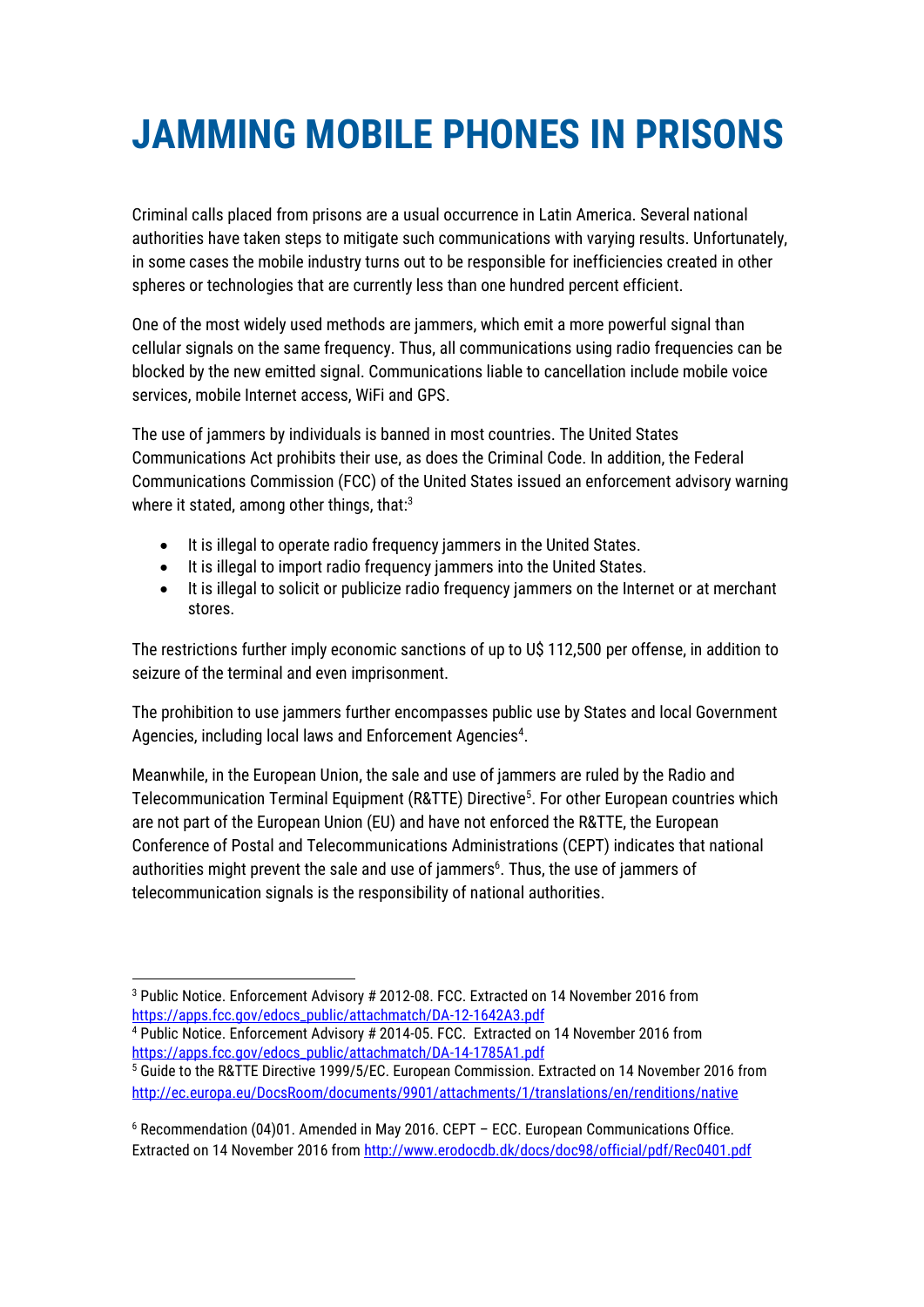# JAMMING MOBILE PHONES IN PRISONS

Criminal calls placed from prisons are a usual occurrence in Latin America. Several national authorities have taken steps to mitigate such communications with varying results. Unfortunately, in some cases the mobile industry turns out to be responsible for inefficiencies created in other spheres or technologies that are currently less than one hundred percent efficient.

One of the most widely used methods are jammers, which emit a more powerful signal than cellular signals on the same frequency. Thus, all communications using radio frequencies can be blocked by the new emitted signal. Communications liable to cancellation include mobile voice services, mobile Internet access, WiFi and GPS.

The use of jammers by individuals is banned in most countries. The United States Communications Act prohibits their use, as does the Criminal Code. In addition, the Federal Communications Commission (FCC) of the United States issued an enforcement advisory warning where it stated, among other things, that:[3]

- It is illegal to operate radio frequency jammers in the United States.
- It is illegal to import radio frequency jammers into the United States.
- It is illegal to solicit or publicize radio frequency jammers on the Internet or at merchant stores.

The restrictions further imply economic sanctions of up to U$ 112,500 per offense, in addition to seizure of the terminal and even imprisonment.

The prohibition to use jammers further encompasses public use by States and local Government Agencies, including local laws and Enforcement Agencies[4].

Meanwhile, in the European Union, the sale and use of jammers are ruled by the Radio and Telecommunication Terminal Equipment (R&TTE) Directive[5]. For other European countries which are not part of the European Union (EU) and have not enforced the R&TTE, the European Conference of Postal and Telecommunications Administrations (CEPT) indicates that national authorities might prevent the sale and use of jammers[6]. Thus, the use of jammers of telecommunication signals is the responsibility of national authorities.

---

[3] Public Notice. Enforcement Advisory # 2012-08. FCC. Extracted on 14 November 2016 from https://apps.fcc.gov/edocs_public/attachmatch/DA-12-1642A3.pdf

[4] Public Notice. Enforcement Advisory # 2014-05. FCC. Extracted on 14 November 2016 from https://apps.fcc.gov/edocs_public/attachmatch/DA-14-1785A1.pdf

[5] Guide to the R&TTE Directive 1999/5/EC. European Commission. Extracted on 14 November 2016 from http://ec.europa.eu/DocsRoom/documents/9901/attachments/1/translations/en/renditions/native

[6] Recommendation (04)01. Amended in May 2016. CEPT – ECC. European Communications Office. Extracted on 14 November 2016 from http://www.erodocdb.dk/docs/doc98/official/pdf/Rec0401.pdf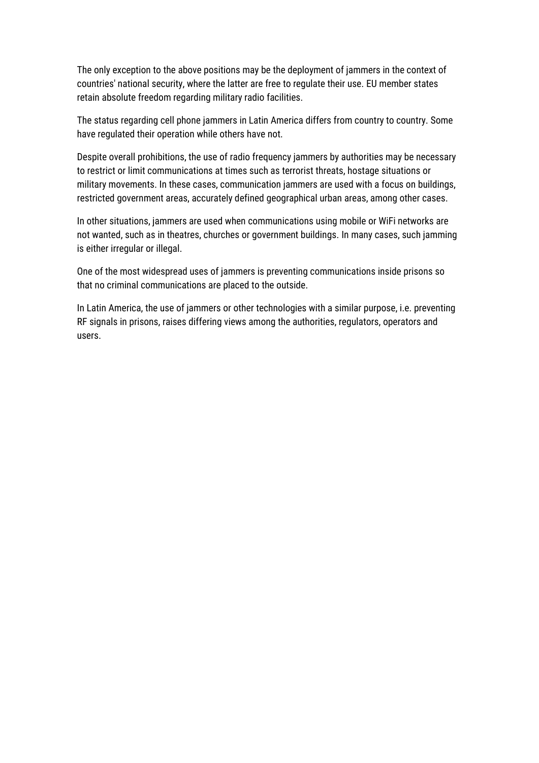The only exception to the above positions may be the deployment of jammers in the context of countries' national security, where the latter are free to regulate their use. EU member states retain absolute freedom regarding military radio facilities.

The status regarding cell phone jammers in Latin America differs from country to country. Some have regulated their operation while others have not.

Despite overall prohibitions, the use of radio frequency jammers by authorities may be necessary to restrict or limit communications at times such as terrorist threats, hostage situations or military movements. In these cases, communication jammers are used with a focus on buildings, restricted government areas, accurately defined geographical urban areas, among other cases.

In other situations, jammers are used when communications using mobile or WiFi networks are not wanted, such as in theatres, churches or government buildings. In many cases, such jamming is either irregular or illegal.

One of the most widespread uses of jammers is preventing communications inside prisons so that no criminal communications are placed to the outside.

In Latin America, the use of jammers or other technologies with a similar purpose, i.e. preventing RF signals in prisons, raises differing views among the authorities, regulators, operators and users.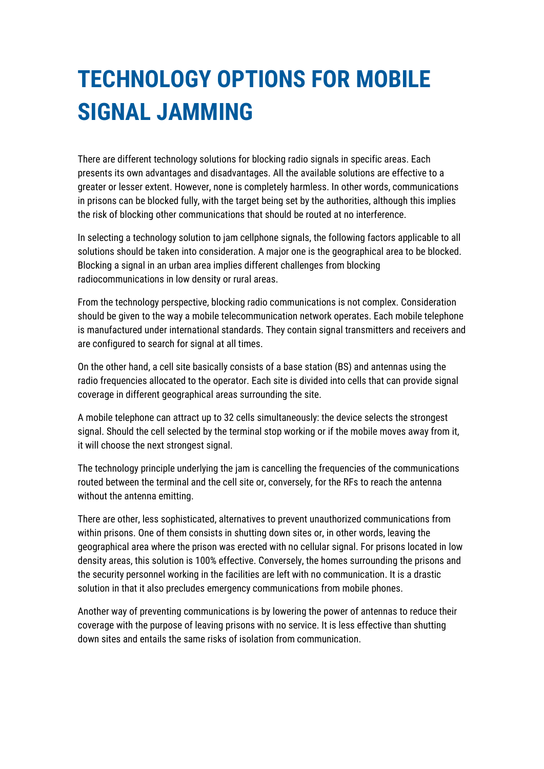# TECHNOLOGY OPTIONS FOR MOBILE SIGNAL JAMMING

There are different technology solutions for blocking radio signals in specific areas. Each presents its own advantages and disadvantages. All the available solutions are effective to a greater or lesser extent. However, none is completely harmless. In other words, communications in prisons can be blocked fully, with the target being set by the authorities, although this implies the risk of blocking other communications that should be routed at no interference.

In selecting a technology solution to jam cellphone signals, the following factors applicable to all solutions should be taken into consideration. A major one is the geographical area to be blocked. Blocking a signal in an urban area implies different challenges from blocking radiocommunications in low density or rural areas.

From the technology perspective, blocking radio communications is not complex. Consideration should be given to the way a mobile telecommunication network operates. Each mobile telephone is manufactured under international standards. They contain signal transmitters and receivers and are configured to search for signal at all times.

On the other hand, a cell site basically consists of a base station (BS) and antennas using the radio frequencies allocated to the operator. Each site is divided into cells that can provide signal coverage in different geographical areas surrounding the site.

A mobile telephone can attract up to 32 cells simultaneously: the device selects the strongest signal. Should the cell selected by the terminal stop working or if the mobile moves away from it, it will choose the next strongest signal.

The technology principle underlying the jam is cancelling the frequencies of the communications routed between the terminal and the cell site or, conversely, for the RFs to reach the antenna without the antenna emitting.

There are other, less sophisticated, alternatives to prevent unauthorized communications from within prisons. One of them consists in shutting down sites or, in other words, leaving the geographical area where the prison was erected with no cellular signal. For prisons located in low density areas, this solution is 100% effective. Conversely, the homes surrounding the prisons and the security personnel working in the facilities are left with no communication. It is a drastic solution in that it also precludes emergency communications from mobile phones.

Another way of preventing communications is by lowering the power of antennas to reduce their coverage with the purpose of leaving prisons with no service. It is less effective than shutting down sites and entails the same risks of isolation from communication.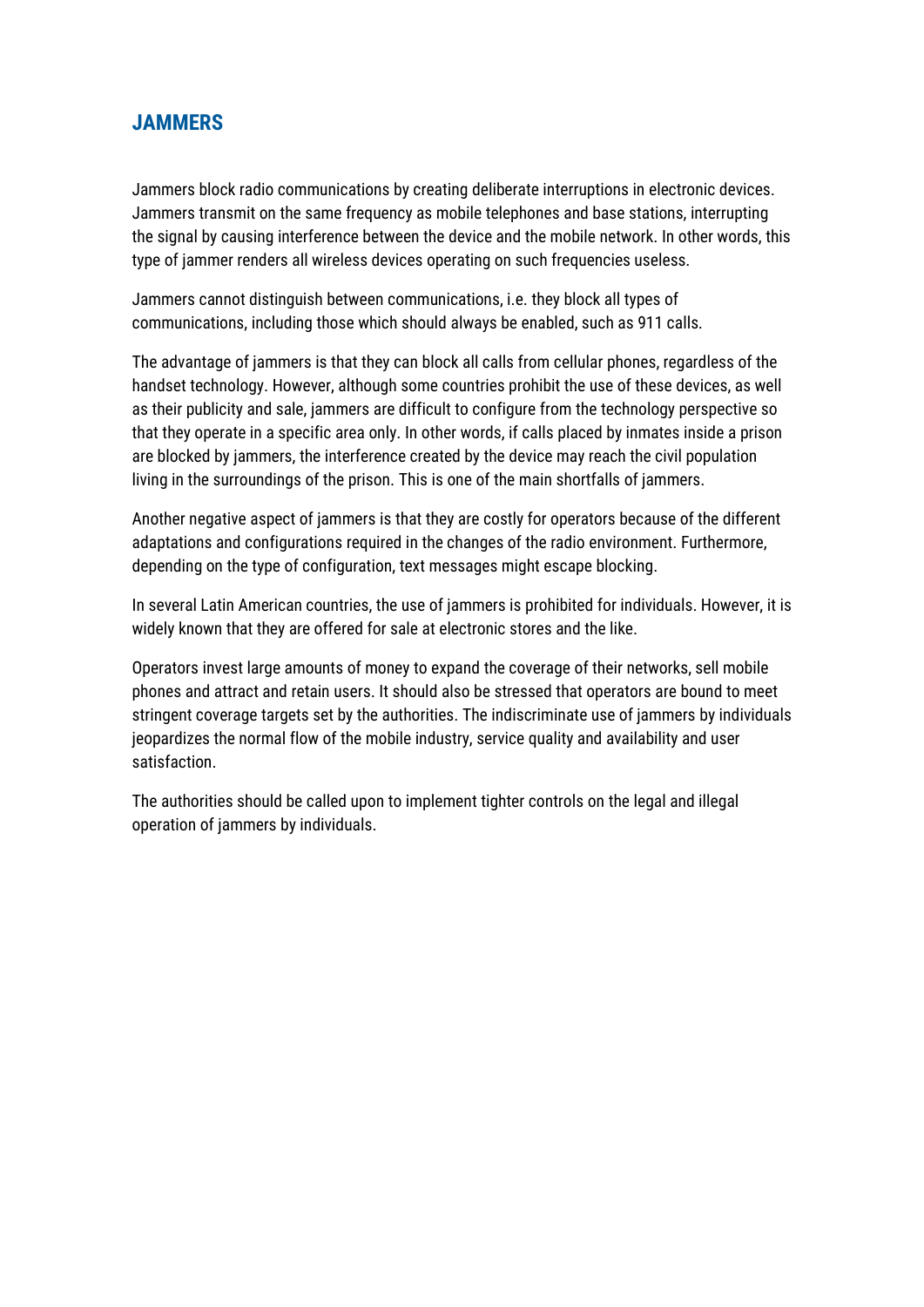## JAMMERS

Jammers block radio communications by creating deliberate interruptions in electronic devices. Jammers transmit on the same frequency as mobile telephones and base stations, interrupting the signal by causing interference between the device and the mobile network. In other words, this type of jammer renders all wireless devices operating on such frequencies useless.

Jammers cannot distinguish between communications, i.e. they block all types of communications, including those which should always be enabled, such as 911 calls.

The advantage of jammers is that they can block all calls from cellular phones, regardless of the handset technology. However, although some countries prohibit the use of these devices, as well as their publicity and sale, jammers are difficult to configure from the technology perspective so that they operate in a specific area only. In other words, if calls placed by inmates inside a prison are blocked by jammers, the interference created by the device may reach the civil population living in the surroundings of the prison. This is one of the main shortfalls of jammers.

Another negative aspect of jammers is that they are costly for operators because of the different adaptations and configurations required in the changes of the radio environment. Furthermore, depending on the type of configuration, text messages might escape blocking.

In several Latin American countries, the use of jammers is prohibited for individuals. However, it is widely known that they are offered for sale at electronic stores and the like.

Operators invest large amounts of money to expand the coverage of their networks, sell mobile phones and attract and retain users. It should also be stressed that operators are bound to meet stringent coverage targets set by the authorities. The indiscriminate use of jammers by individuals jeopardizes the normal flow of the mobile industry, service quality and availability and user satisfaction.

The authorities should be called upon to implement tighter controls on the legal and illegal operation of jammers by individuals.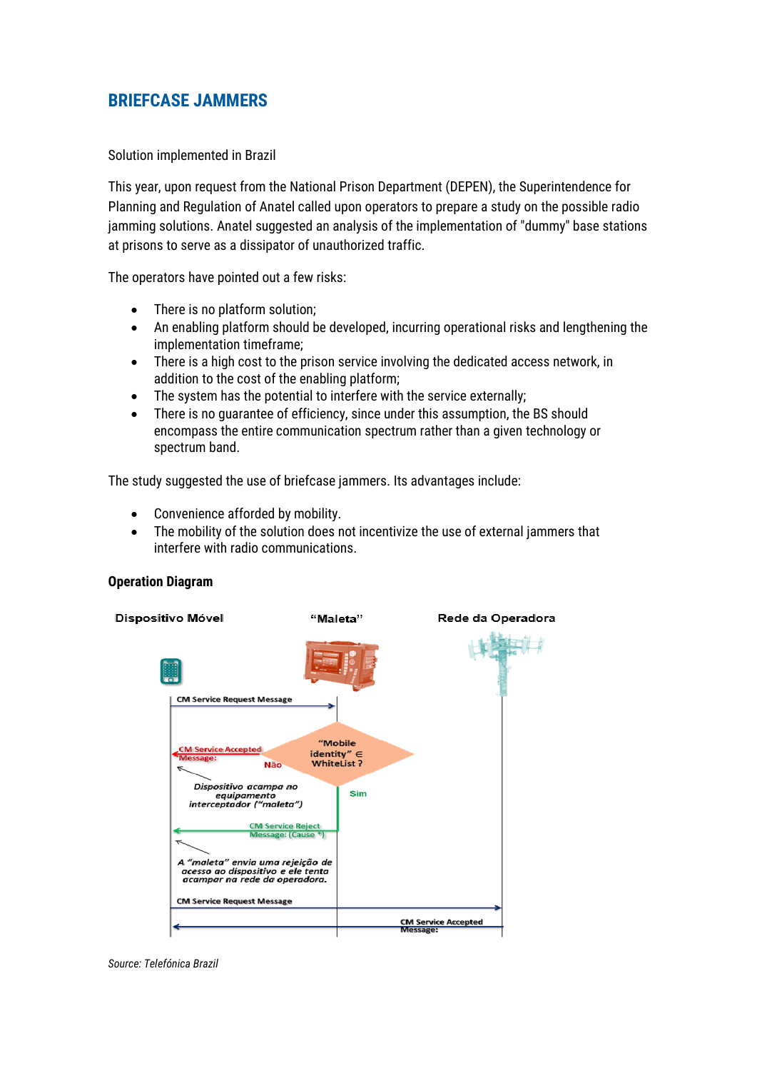## BRIEFCASE JAMMERS

Solution implemented in Brazil

This year, upon request from the National Prison Department (DEPEN), the Superintendence for Planning and Regulation of Anatel called upon operators to prepare a study on the possible radio jamming solutions. Anatel suggested an analysis of the implementation of "dummy" base stations at prisons to serve as a dissipator of unauthorized traffic.

The operators have pointed out a few risks:

- There is no platform solution;
- An enabling platform should be developed, incurring operational risks and lengthening the implementation timeframe;
- There is a high cost to the prison service involving the dedicated access network, in addition to the cost of the enabling platform;
- The system has the potential to interfere with the service externally;
- There is no guarantee of efficiency, since under this assumption, the BS should encompass the entire communication spectrum rather than a given technology or spectrum band.

The study suggested the use of briefcase jammers. Its advantages include:

- Convenience afforded by mobility.
- The mobility of the solution does not incentivize the use of external jammers that interfere with radio communications.

**Operation Diagram**

Dispositivo Móvel | "Maleta" | Rede da Operadora

CM Service Request Message

"Mobile identity" ∈ WhiteList ?

Não — CM Service Accepted Message:

Dispositivo acampa no equipamento interceptador ("maleta")

Sim — CM Service Reject Message: (Cause *)

A "maleta" envia uma rejeição de acesso ao dispositivo e ele tenta acampar na rede da operadora.

CM Service Request Message

CM Service Accepted Message:

*Source: Telefónica Brazil*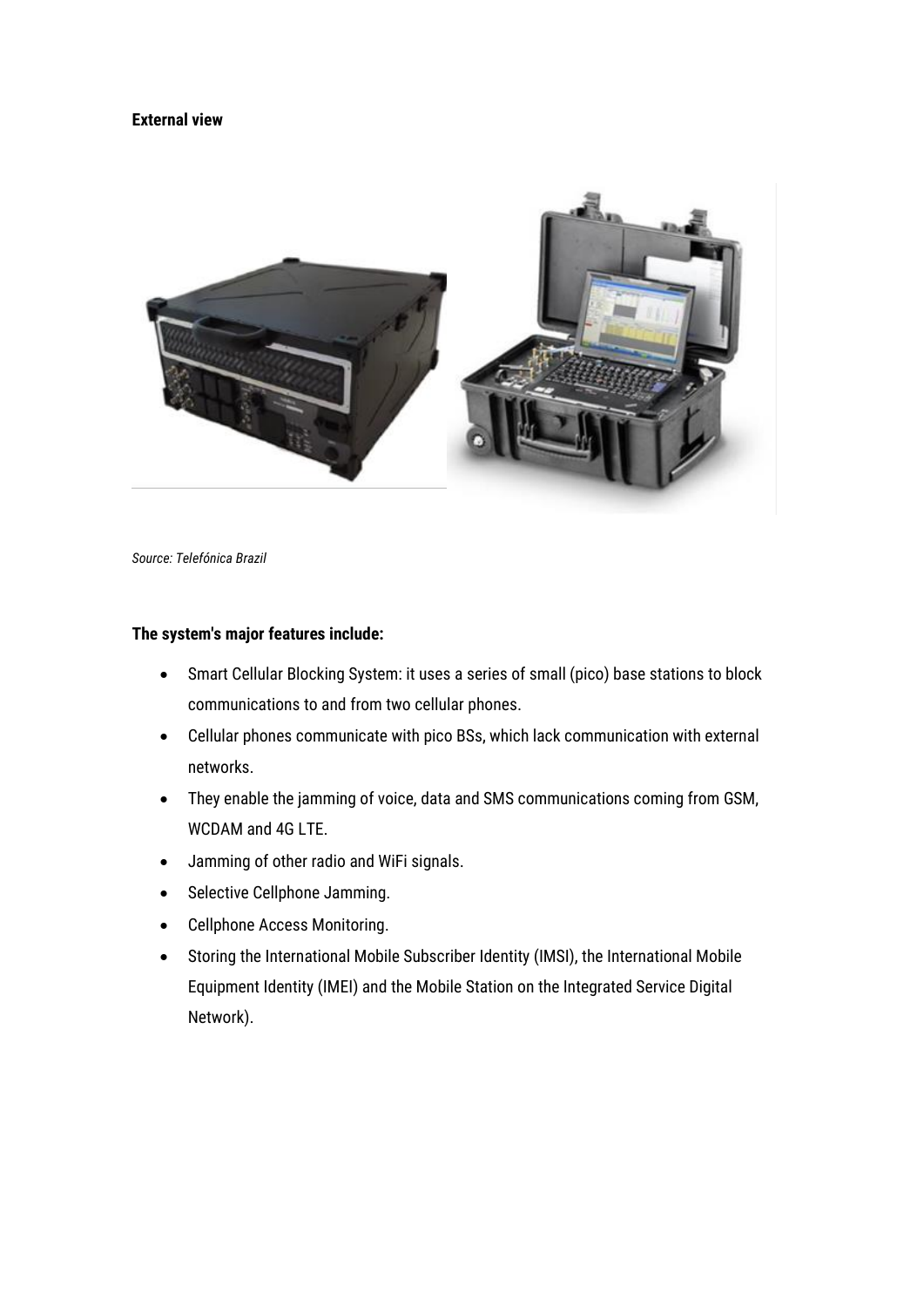**External view**

*Source: Telefónica Brazil*

**The system's major features include:**

- Smart Cellular Blocking System: it uses a series of small (pico) base stations to block communications to and from two cellular phones.
- Cellular phones communicate with pico BSs, which lack communication with external networks.
- They enable the jamming of voice, data and SMS communications coming from GSM, WCDAM and 4G LTE.
- Jamming of other radio and WiFi signals.
- Selective Cellphone Jamming.
- Cellphone Access Monitoring.
- Storing the International Mobile Subscriber Identity (IMSI), the International Mobile Equipment Identity (IMEI) and the Mobile Station on the Integrated Service Digital Network).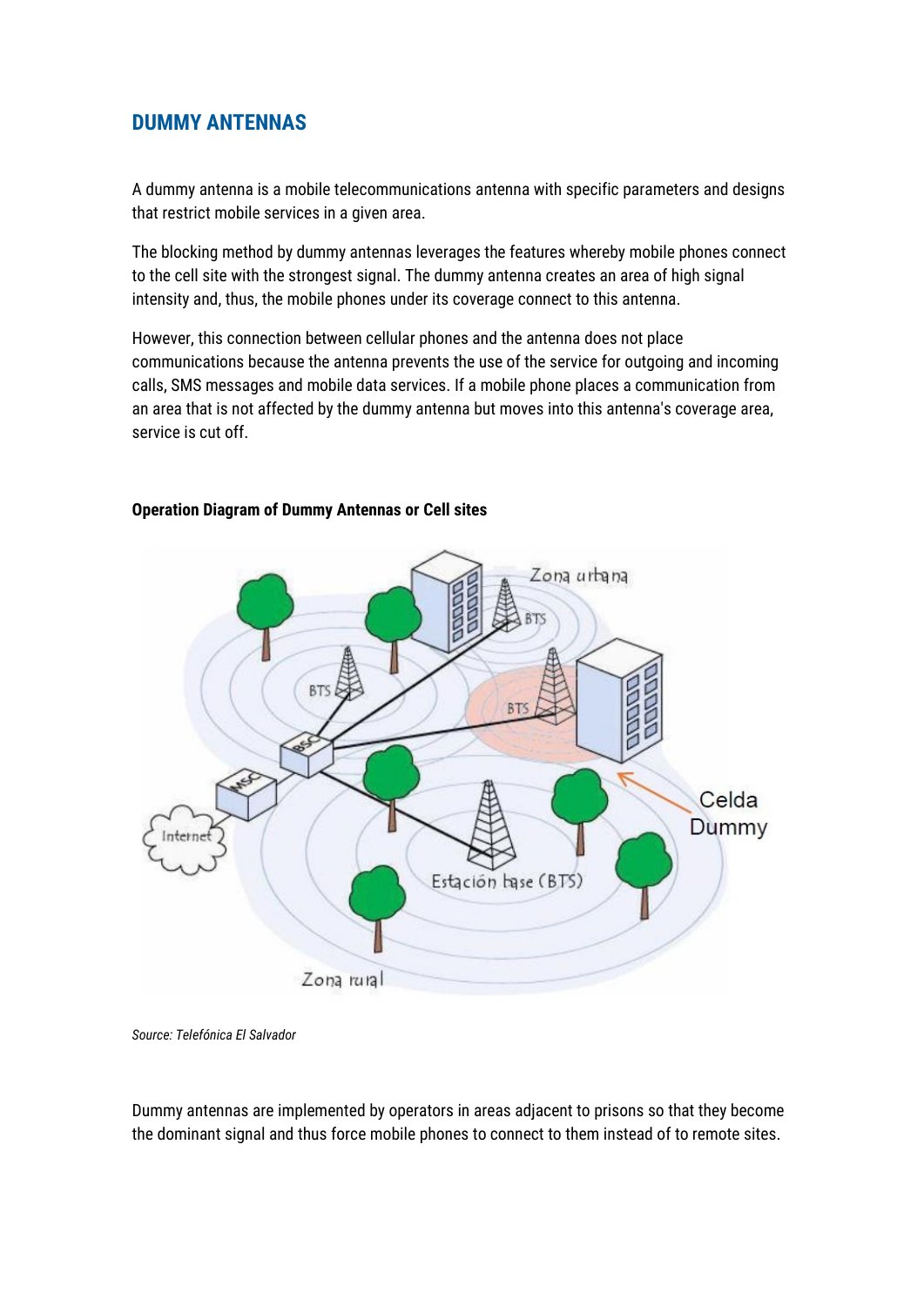## DUMMY ANTENNAS

A dummy antenna is a mobile telecommunications antenna with specific parameters and designs that restrict mobile services in a given area.

The blocking method by dummy antennas leverages the features whereby mobile phones connect to the cell site with the strongest signal. The dummy antenna creates an area of high signal intensity and, thus, the mobile phones under its coverage connect to this antenna.

However, this connection between cellular phones and the antenna does not place communications because the antenna prevents the use of the service for outgoing and incoming calls, SMS messages and mobile data services. If a mobile phone places a communication from an area that is not affected by the dummy antenna but moves into this antenna's coverage area, service is cut off.

**Operation Diagram of Dummy Antennas or Cell sites**

*Source: Telefónica El Salvador*

Dummy antennas are implemented by operators in areas adjacent to prisons so that they become the dominant signal and thus force mobile phones to connect to them instead of to remote sites.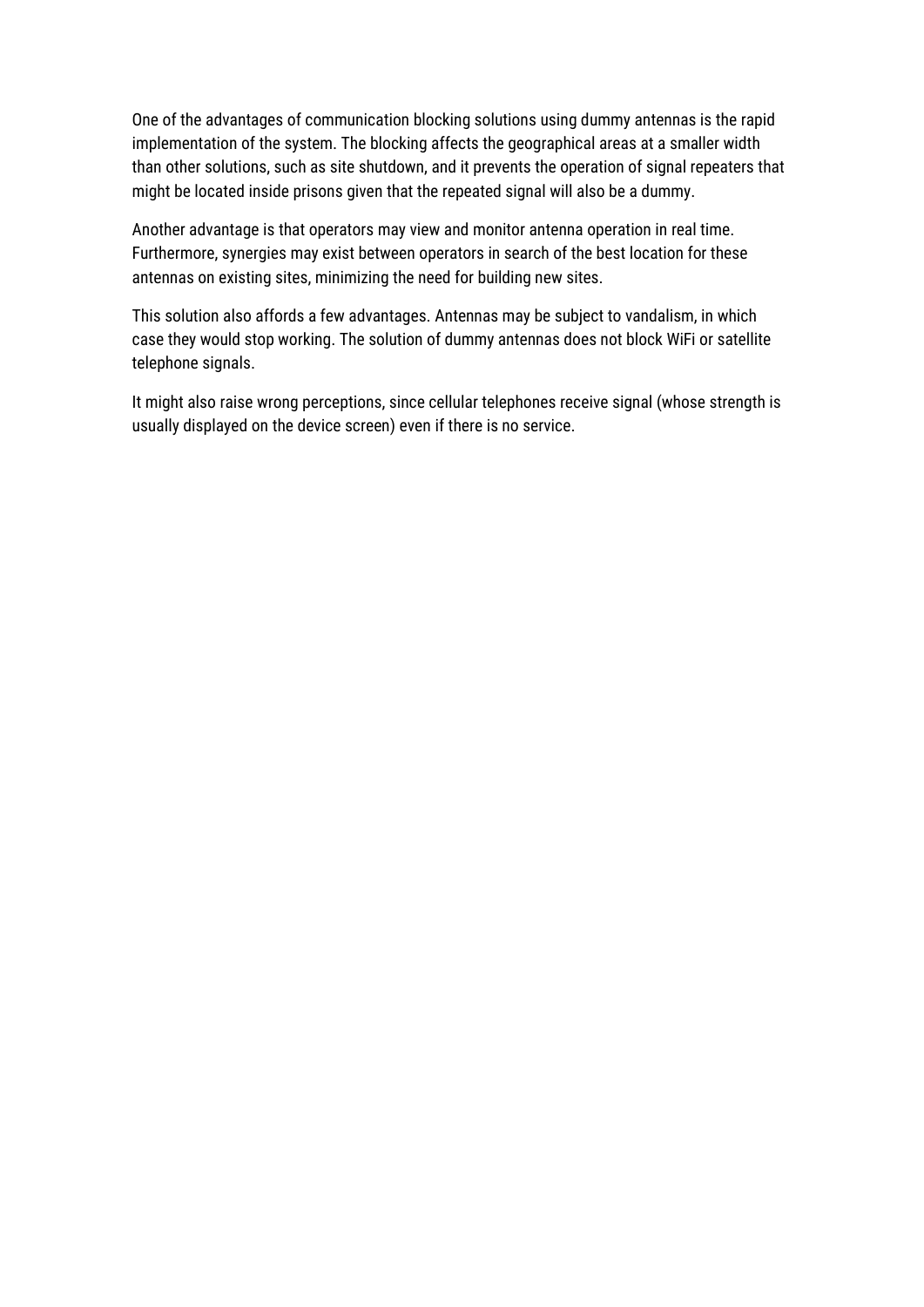One of the advantages of communication blocking solutions using dummy antennas is the rapid implementation of the system. The blocking affects the geographical areas at a smaller width than other solutions, such as site shutdown, and it prevents the operation of signal repeaters that might be located inside prisons given that the repeated signal will also be a dummy.

Another advantage is that operators may view and monitor antenna operation in real time. Furthermore, synergies may exist between operators in search of the best location for these antennas on existing sites, minimizing the need for building new sites.

This solution also affords a few advantages. Antennas may be subject to vandalism, in which case they would stop working. The solution of dummy antennas does not block WiFi or satellite telephone signals.

It might also raise wrong perceptions, since cellular telephones receive signal (whose strength is usually displayed on the device screen) even if there is no service.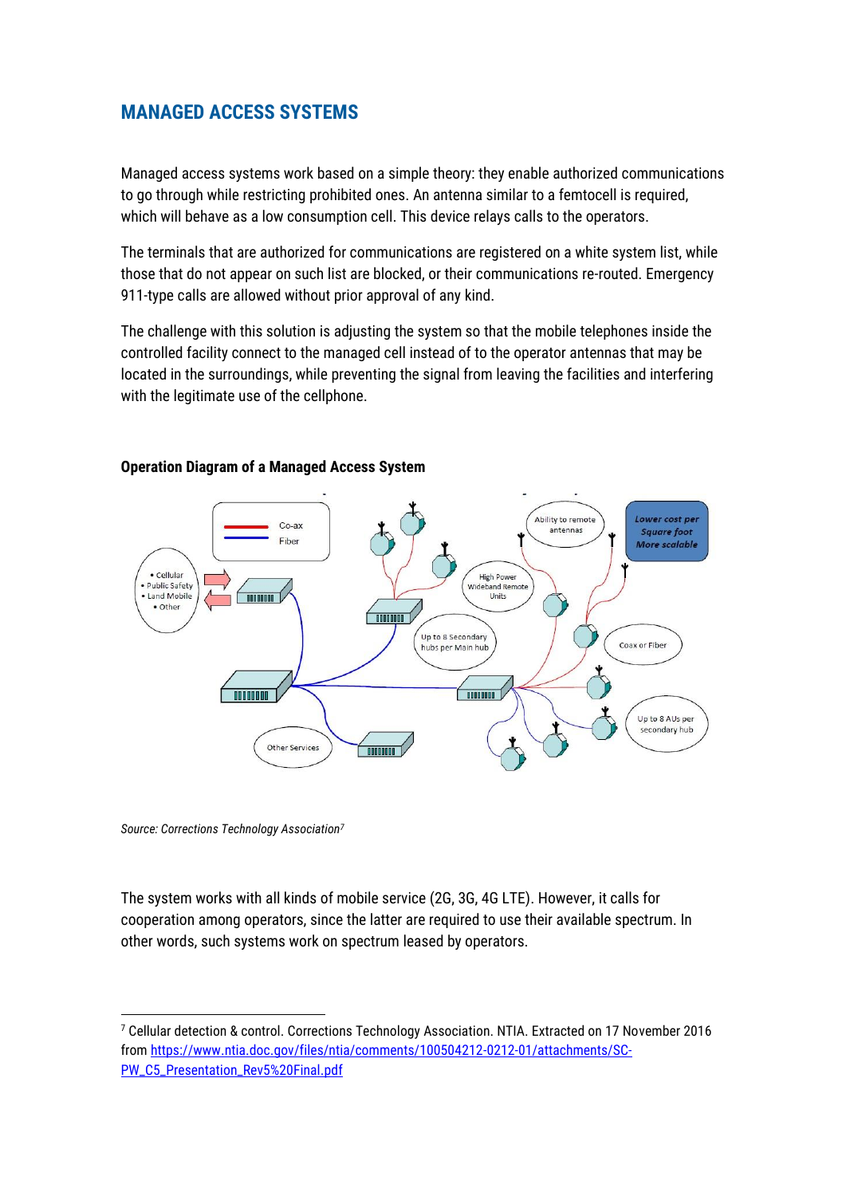## MANAGED ACCESS SYSTEMS

Managed access systems work based on a simple theory: they enable authorized communications to go through while restricting prohibited ones. An antenna similar to a femtocell is required, which will behave as a low consumption cell. This device relays calls to the operators.

The terminals that are authorized for communications are registered on a white system list, while those that do not appear on such list are blocked, or their communications re-routed. Emergency 911-type calls are allowed without prior approval of any kind.

The challenge with this solution is adjusting the system so that the mobile telephones inside the controlled facility connect to the managed cell instead of to the operator antennas that may be located in the surroundings, while preventing the signal from leaving the facilities and interfering with the legitimate use of the cellphone.

**Operation Diagram of a Managed Access System**

*Source: Corrections Technology Association*[7]

The system works with all kinds of mobile service (2G, 3G, 4G LTE). However, it calls for cooperation among operators, since the latter are required to use their available spectrum. In other words, such systems work on spectrum leased by operators.

[7] Cellular detection & control. Corrections Technology Association. NTIA. Extracted on 17 November 2016 from https://www.ntia.doc.gov/files/ntia/comments/100504212-0212-01/attachments/SC-PW_C5_Presentation_Rev5%20Final.pdf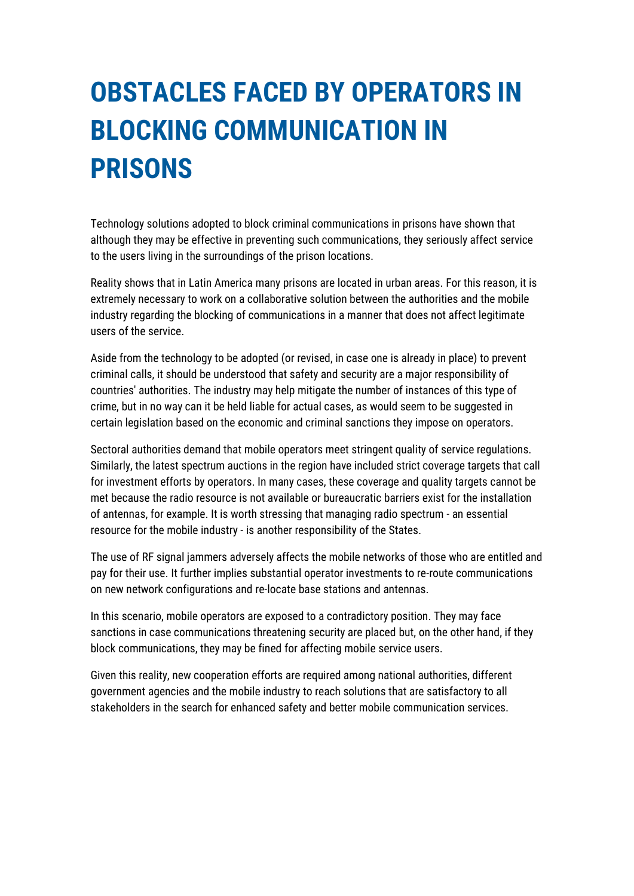# OBSTACLES FACED BY OPERATORS IN BLOCKING COMMUNICATION IN PRISONS

Technology solutions adopted to block criminal communications in prisons have shown that although they may be effective in preventing such communications, they seriously affect service to the users living in the surroundings of the prison locations.

Reality shows that in Latin America many prisons are located in urban areas. For this reason, it is extremely necessary to work on a collaborative solution between the authorities and the mobile industry regarding the blocking of communications in a manner that does not affect legitimate users of the service.

Aside from the technology to be adopted (or revised, in case one is already in place) to prevent criminal calls, it should be understood that safety and security are a major responsibility of countries' authorities. The industry may help mitigate the number of instances of this type of crime, but in no way can it be held liable for actual cases, as would seem to be suggested in certain legislation based on the economic and criminal sanctions they impose on operators.

Sectoral authorities demand that mobile operators meet stringent quality of service regulations. Similarly, the latest spectrum auctions in the region have included strict coverage targets that call for investment efforts by operators. In many cases, these coverage and quality targets cannot be met because the radio resource is not available or bureaucratic barriers exist for the installation of antennas, for example. It is worth stressing that managing radio spectrum - an essential resource for the mobile industry - is another responsibility of the States.

The use of RF signal jammers adversely affects the mobile networks of those who are entitled and pay for their use. It further implies substantial operator investments to re-route communications on new network configurations and re-locate base stations and antennas.

In this scenario, mobile operators are exposed to a contradictory position. They may face sanctions in case communications threatening security are placed but, on the other hand, if they block communications, they may be fined for affecting mobile service users.

Given this reality, new cooperation efforts are required among national authorities, different government agencies and the mobile industry to reach solutions that are satisfactory to all stakeholders in the search for enhanced safety and better mobile communication services.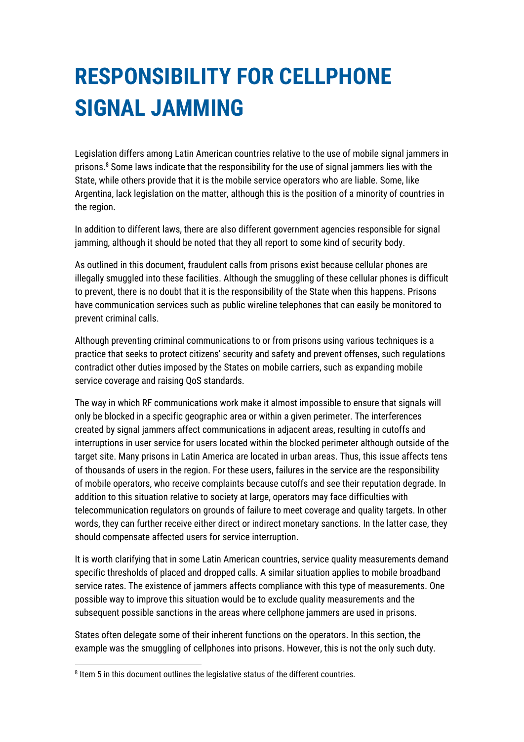# RESPONSIBILITY FOR CELLPHONE SIGNAL JAMMING

Legislation differs among Latin American countries relative to the use of mobile signal jammers in prisons.[8] Some laws indicate that the responsibility for the use of signal jammers lies with the State, while others provide that it is the mobile service operators who are liable. Some, like Argentina, lack legislation on the matter, although this is the position of a minority of countries in the region.

In addition to different laws, there are also different government agencies responsible for signal jamming, although it should be noted that they all report to some kind of security body.

As outlined in this document, fraudulent calls from prisons exist because cellular phones are illegally smuggled into these facilities. Although the smuggling of these cellular phones is difficult to prevent, there is no doubt that it is the responsibility of the State when this happens. Prisons have communication services such as public wireline telephones that can easily be monitored to prevent criminal calls.

Although preventing criminal communications to or from prisons using various techniques is a practice that seeks to protect citizens' security and safety and prevent offenses, such regulations contradict other duties imposed by the States on mobile carriers, such as expanding mobile service coverage and raising QoS standards.

The way in which RF communications work make it almost impossible to ensure that signals will only be blocked in a specific geographic area or within a given perimeter. The interferences created by signal jammers affect communications in adjacent areas, resulting in cutoffs and interruptions in user service for users located within the blocked perimeter although outside of the target site. Many prisons in Latin America are located in urban areas. Thus, this issue affects tens of thousands of users in the region. For these users, failures in the service are the responsibility of mobile operators, who receive complaints because cutoffs and see their reputation degrade. In addition to this situation relative to society at large, operators may face difficulties with telecommunication regulators on grounds of failure to meet coverage and quality targets. In other words, they can further receive either direct or indirect monetary sanctions. In the latter case, they should compensate affected users for service interruption.

It is worth clarifying that in some Latin American countries, service quality measurements demand specific thresholds of placed and dropped calls. A similar situation applies to mobile broadband service rates. The existence of jammers affects compliance with this type of measurements. One possible way to improve this situation would be to exclude quality measurements and the subsequent possible sanctions in the areas where cellphone jammers are used in prisons.

States often delegate some of their inherent functions on the operators. In this section, the example was the smuggling of cellphones into prisons. However, this is not the only such duty.

---

[8] Item 5 in this document outlines the legislative status of the different countries.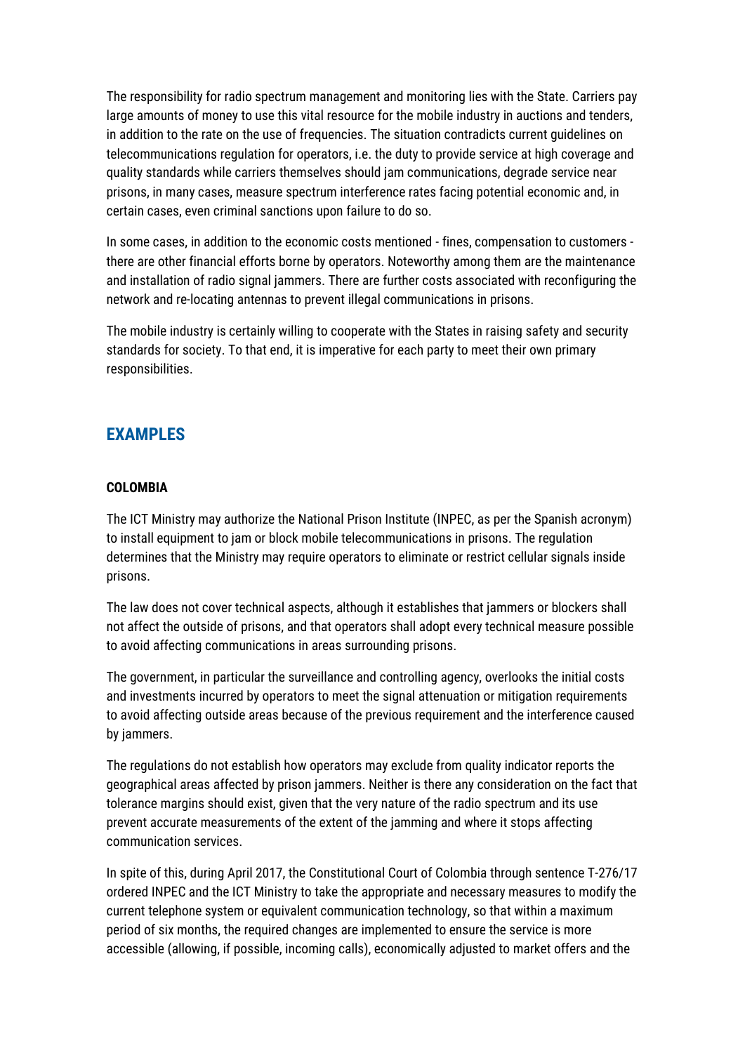The responsibility for radio spectrum management and monitoring lies with the State. Carriers pay large amounts of money to use this vital resource for the mobile industry in auctions and tenders, in addition to the rate on the use of frequencies. The situation contradicts current guidelines on telecommunications regulation for operators, i.e. the duty to provide service at high coverage and quality standards while carriers themselves should jam communications, degrade service near prisons, in many cases, measure spectrum interference rates facing potential economic and, in certain cases, even criminal sanctions upon failure to do so.

In some cases, in addition to the economic costs mentioned - fines, compensation to customers - there are other financial efforts borne by operators. Noteworthy among them are the maintenance and installation of radio signal jammers. There are further costs associated with reconfiguring the network and re-locating antennas to prevent illegal communications in prisons.

The mobile industry is certainly willing to cooperate with the States in raising safety and security standards for society. To that end, it is imperative for each party to meet their own primary responsibilities.

## EXAMPLES

**COLOMBIA**

The ICT Ministry may authorize the National Prison Institute (INPEC, as per the Spanish acronym) to install equipment to jam or block mobile telecommunications in prisons. The regulation determines that the Ministry may require operators to eliminate or restrict cellular signals inside prisons.

The law does not cover technical aspects, although it establishes that jammers or blockers shall not affect the outside of prisons, and that operators shall adopt every technical measure possible to avoid affecting communications in areas surrounding prisons.

The government, in particular the surveillance and controlling agency, overlooks the initial costs and investments incurred by operators to meet the signal attenuation or mitigation requirements to avoid affecting outside areas because of the previous requirement and the interference caused by jammers.

The regulations do not establish how operators may exclude from quality indicator reports the geographical areas affected by prison jammers. Neither is there any consideration on the fact that tolerance margins should exist, given that the very nature of the radio spectrum and its use prevent accurate measurements of the extent of the jamming and where it stops affecting communication services.

In spite of this, during April 2017, the Constitutional Court of Colombia through sentence T-276/17 ordered INPEC and the ICT Ministry to take the appropriate and necessary measures to modify the current telephone system or equivalent communication technology, so that within a maximum period of six months, the required changes are implemented to ensure the service is more accessible (allowing, if possible, incoming calls), economically adjusted to market offers and the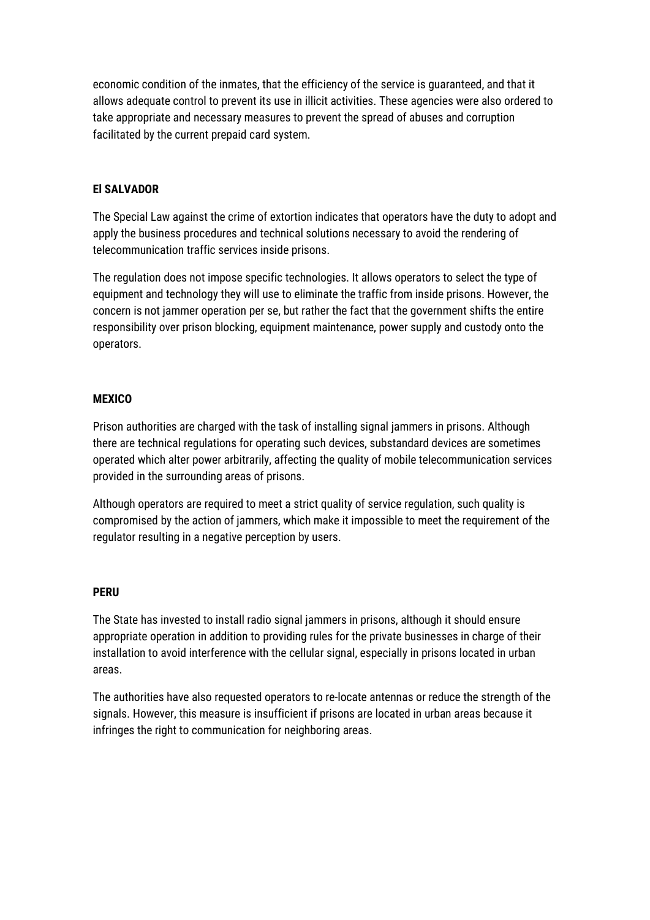economic condition of the inmates, that the efficiency of the service is guaranteed, and that it allows adequate control to prevent its use in illicit activities. These agencies were also ordered to take appropriate and necessary measures to prevent the spread of abuses and corruption facilitated by the current prepaid card system.

**El SALVADOR**

The Special Law against the crime of extortion indicates that operators have the duty to adopt and apply the business procedures and technical solutions necessary to avoid the rendering of telecommunication traffic services inside prisons.

The regulation does not impose specific technologies. It allows operators to select the type of equipment and technology they will use to eliminate the traffic from inside prisons. However, the concern is not jammer operation per se, but rather the fact that the government shifts the entire responsibility over prison blocking, equipment maintenance, power supply and custody onto the operators.

**MEXICO**

Prison authorities are charged with the task of installing signal jammers in prisons. Although there are technical regulations for operating such devices, substandard devices are sometimes operated which alter power arbitrarily, affecting the quality of mobile telecommunication services provided in the surrounding areas of prisons.

Although operators are required to meet a strict quality of service regulation, such quality is compromised by the action of jammers, which make it impossible to meet the requirement of the regulator resulting in a negative perception by users.

**PERU**

The State has invested to install radio signal jammers in prisons, although it should ensure appropriate operation in addition to providing rules for the private businesses in charge of their installation to avoid interference with the cellular signal, especially in prisons located in urban areas.

The authorities have also requested operators to re-locate antennas or reduce the strength of the signals. However, this measure is insufficient if prisons are located in urban areas because it infringes the right to communication for neighboring areas.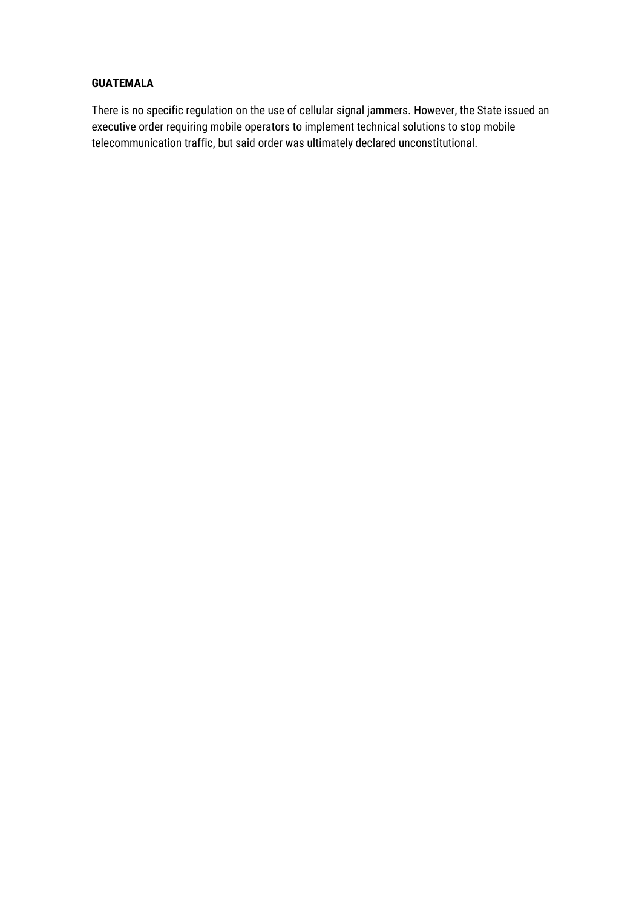**GUATEMALA**

There is no specific regulation on the use of cellular signal jammers. However, the State issued an executive order requiring mobile operators to implement technical solutions to stop mobile telecommunication traffic, but said order was ultimately declared unconstitutional.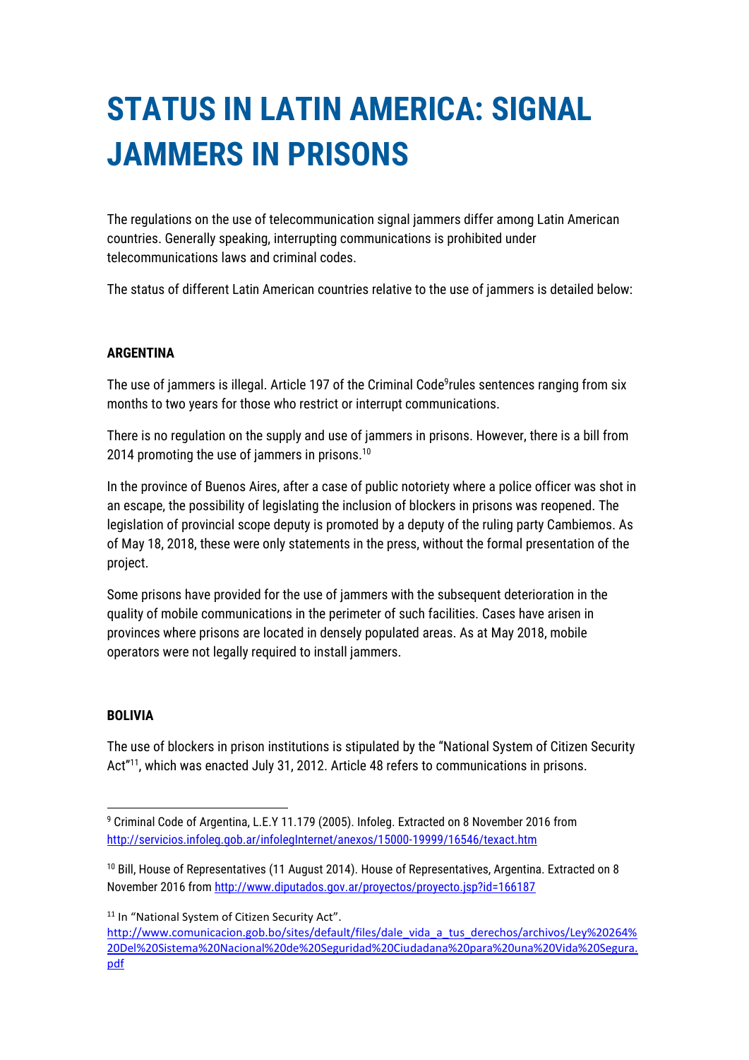# STATUS IN LATIN AMERICA: SIGNAL JAMMERS IN PRISONS

The regulations on the use of telecommunication signal jammers differ among Latin American countries. Generally speaking, interrupting communications is prohibited under telecommunications laws and criminal codes.

The status of different Latin American countries relative to the use of jammers is detailed below:

**ARGENTINA**

The use of jammers is illegal. Article 197 of the Criminal Code[9]rules sentences ranging from six months to two years for those who restrict or interrupt communications.

There is no regulation on the supply and use of jammers in prisons. However, there is a bill from 2014 promoting the use of jammers in prisons.[10]

In the province of Buenos Aires, after a case of public notoriety where a police officer was shot in an escape, the possibility of legislating the inclusion of blockers in prisons was reopened. The legislation of provincial scope deputy is promoted by a deputy of the ruling party Cambiemos. As of May 18, 2018, these were only statements in the press, without the formal presentation of the project.

Some prisons have provided for the use of jammers with the subsequent deterioration in the quality of mobile communications in the perimeter of such facilities. Cases have arisen in provinces where prisons are located in densely populated areas. As at May 2018, mobile operators were not legally required to install jammers.

**BOLIVIA**

The use of blockers in prison institutions is stipulated by the "National System of Citizen Security Act"[11], which was enacted July 31, 2012. Article 48 refers to communications in prisons.

---

[9] Criminal Code of Argentina, L.E.Y 11.179 (2005). Infoleg. Extracted on 8 November 2016 from http://servicios.infoleg.gob.ar/infolegInternet/anexos/15000-19999/16546/texact.htm

[10] Bill, House of Representatives (11 August 2014). House of Representatives, Argentina. Extracted on 8 November 2016 from http://www.diputados.gov.ar/proyectos/proyecto.jsp?id=166187

[11] In "National System of Citizen Security Act". http://www.comunicacion.gob.bo/sites/default/files/dale_vida_a_tus_derechos/archivos/Ley%20264%20Del%20Sistema%20Nacional%20de%20Seguridad%20Ciudadana%20para%20una%20Vida%20Segura.pdf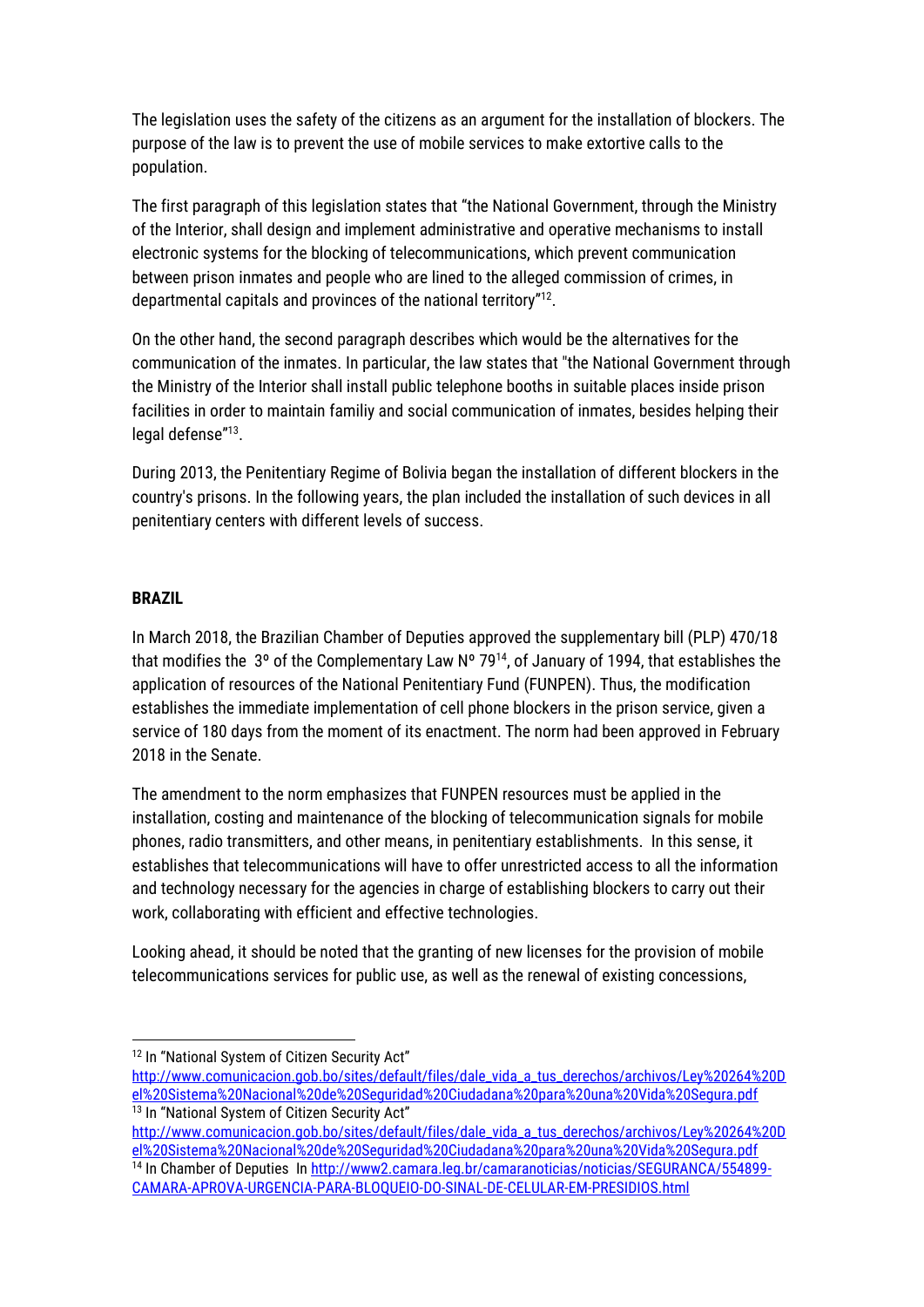The legislation uses the safety of the citizens as an argument for the installation of blockers. The purpose of the law is to prevent the use of mobile services to make extortive calls to the population.

The first paragraph of this legislation states that "the National Government, through the Ministry of the Interior, shall design and implement administrative and operative mechanisms to install electronic systems for the blocking of telecommunications, which prevent communication between prison inmates and people who are lined to the alleged commission of crimes, in departmental capitals and provinces of the national territory"[12].

On the other hand, the second paragraph describes which would be the alternatives for the communication of the inmates. In particular, the law states that "the National Government through the Ministry of the Interior shall install public telephone booths in suitable places inside prison facilities in order to maintain familiy and social communication of inmates, besides helping their legal defense"[13].

During 2013, the Penitentiary Regime of Bolivia began the installation of different blockers in the country's prisons. In the following years, the plan included the installation of such devices in all penitentiary centers with different levels of success.

## BRAZIL

In March 2018, the Brazilian Chamber of Deputies approved the supplementary bill (PLP) 470/18 that modifies the 3º of the Complementary Law Nº 79[14], of January of 1994, that establishes the application of resources of the National Penitentiary Fund (FUNPEN). Thus, the modification establishes the immediate implementation of cell phone blockers in the prison service, given a service of 180 days from the moment of its enactment. The norm had been approved in February 2018 in the Senate.

The amendment to the norm emphasizes that FUNPEN resources must be applied in the installation, costing and maintenance of the blocking of telecommunication signals for mobile phones, radio transmitters, and other means, in penitentiary establishments. In this sense, it establishes that telecommunications will have to offer unrestricted access to all the information and technology necessary for the agencies in charge of establishing blockers to carry out their work, collaborating with efficient and effective technologies.

Looking ahead, it should be noted that the granting of new licenses for the provision of mobile telecommunications services for public use, as well as the renewal of existing concessions,

---

[12] In "National System of Citizen Security Act" http://www.comunicacion.gob.bo/sites/default/files/dale_vida_a_tus_derechos/archivos/Ley%20264%20Del%20Sistema%20Nacional%20de%20Seguridad%20Ciudadana%20para%20una%20Vida%20Segura.pdf

[13] In "National System of Citizen Security Act" http://www.comunicacion.gob.bo/sites/default/files/dale_vida_a_tus_derechos/archivos/Ley%20264%20Del%20Sistema%20Nacional%20de%20Seguridad%20Ciudadana%20para%20una%20Vida%20Segura.pdf

[14] In Chamber of Deputies In http://www2.camara.leg.br/camaranoticias/noticias/SEGURANCA/554899-CAMARA-APROVA-URGENCIA-PARA-BLOQUEIO-DO-SINAL-DE-CELULAR-EM-PRESIDIOS.html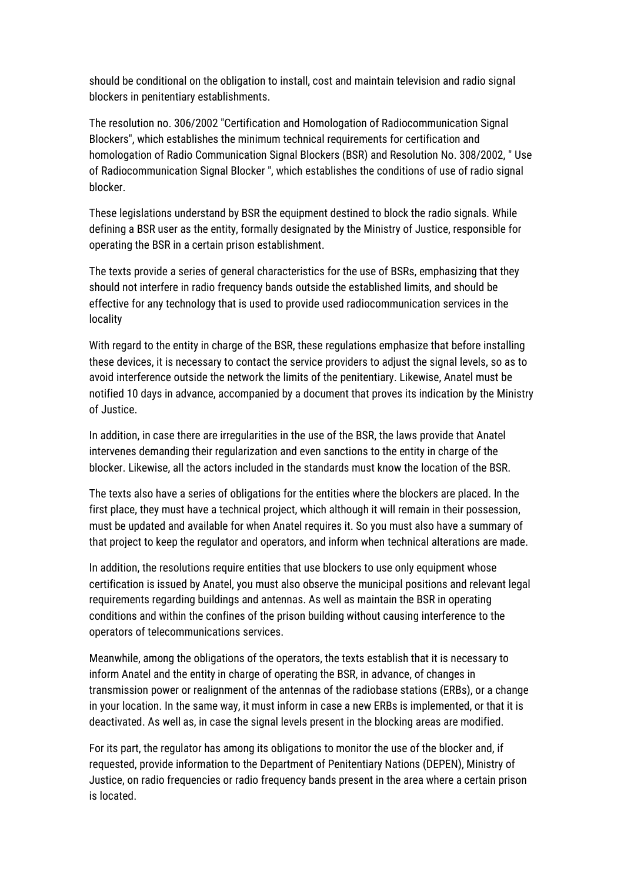should be conditional on the obligation to install, cost and maintain television and radio signal blockers in penitentiary establishments.

The resolution no. 306/2002 "Certification and Homologation of Radiocommunication Signal Blockers", which establishes the minimum technical requirements for certification and homologation of Radio Communication Signal Blockers (BSR) and Resolution No. 308/2002, " Use of Radiocommunication Signal Blocker ", which establishes the conditions of use of radio signal blocker.

These legislations understand by BSR the equipment destined to block the radio signals. While defining a BSR user as the entity, formally designated by the Ministry of Justice, responsible for operating the BSR in a certain prison establishment.

The texts provide a series of general characteristics for the use of BSRs, emphasizing that they should not interfere in radio frequency bands outside the established limits, and should be effective for any technology that is used to provide used radiocommunication services in the locality

With regard to the entity in charge of the BSR, these regulations emphasize that before installing these devices, it is necessary to contact the service providers to adjust the signal levels, so as to avoid interference outside the network the limits of the penitentiary. Likewise, Anatel must be notified 10 days in advance, accompanied by a document that proves its indication by the Ministry of Justice.

In addition, in case there are irregularities in the use of the BSR, the laws provide that Anatel intervenes demanding their regularization and even sanctions to the entity in charge of the blocker. Likewise, all the actors included in the standards must know the location of the BSR.

The texts also have a series of obligations for the entities where the blockers are placed. In the first place, they must have a technical project, which although it will remain in their possession, must be updated and available for when Anatel requires it. So you must also have a summary of that project to keep the regulator and operators, and inform when technical alterations are made.

In addition, the resolutions require entities that use blockers to use only equipment whose certification is issued by Anatel, you must also observe the municipal positions and relevant legal requirements regarding buildings and antennas. As well as maintain the BSR in operating conditions and within the confines of the prison building without causing interference to the operators of telecommunications services.

Meanwhile, among the obligations of the operators, the texts establish that it is necessary to inform Anatel and the entity in charge of operating the BSR, in advance, of changes in transmission power or realignment of the antennas of the radiobase stations (ERBs), or a change in your location. In the same way, it must inform in case a new ERBs is implemented, or that it is deactivated. As well as, in case the signal levels present in the blocking areas are modified.

For its part, the regulator has among its obligations to monitor the use of the blocker and, if requested, provide information to the Department of Penitentiary Nations (DEPEN), Ministry of Justice, on radio frequencies or radio frequency bands present in the area where a certain prison is located.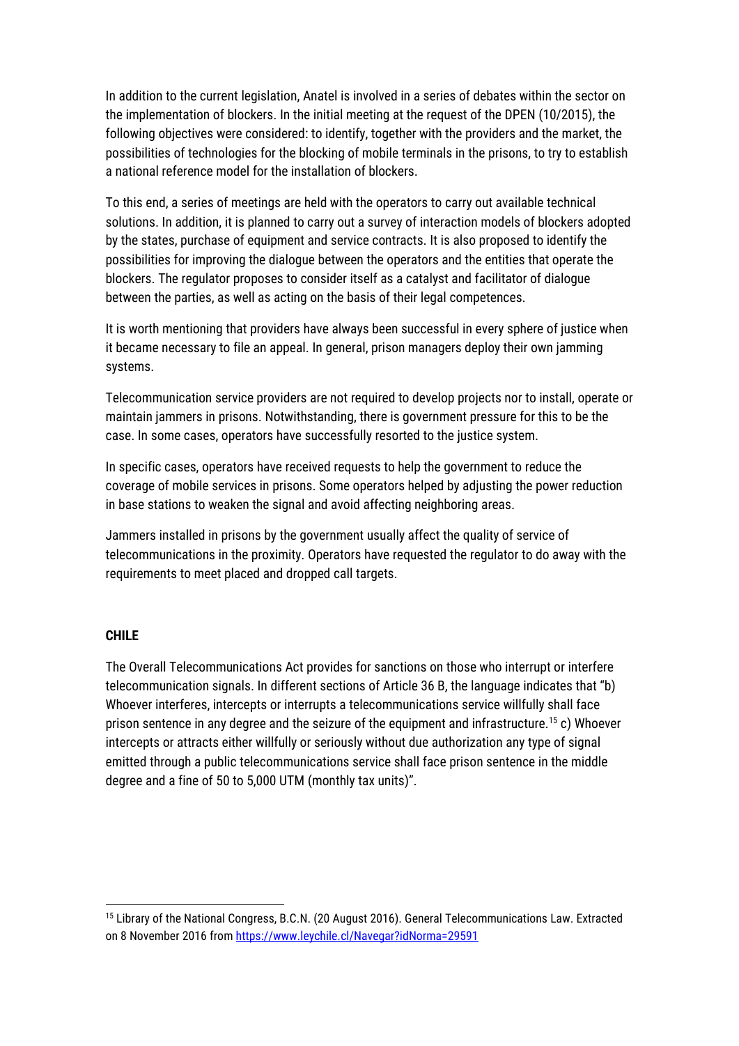In addition to the current legislation, Anatel is involved in a series of debates within the sector on the implementation of blockers. In the initial meeting at the request of the DPEN (10/2015), the following objectives were considered: to identify, together with the providers and the market, the possibilities of technologies for the blocking of mobile terminals in the prisons, to try to establish a national reference model for the installation of blockers.

To this end, a series of meetings are held with the operators to carry out available technical solutions. In addition, it is planned to carry out a survey of interaction models of blockers adopted by the states, purchase of equipment and service contracts. It is also proposed to identify the possibilities for improving the dialogue between the operators and the entities that operate the blockers. The regulator proposes to consider itself as a catalyst and facilitator of dialogue between the parties, as well as acting on the basis of their legal competences.

It is worth mentioning that providers have always been successful in every sphere of justice when it became necessary to file an appeal. In general, prison managers deploy their own jamming systems.

Telecommunication service providers are not required to develop projects nor to install, operate or maintain jammers in prisons. Notwithstanding, there is government pressure for this to be the case. In some cases, operators have successfully resorted to the justice system.

In specific cases, operators have received requests to help the government to reduce the coverage of mobile services in prisons. Some operators helped by adjusting the power reduction in base stations to weaken the signal and avoid affecting neighboring areas.

Jammers installed in prisons by the government usually affect the quality of service of telecommunications in the proximity. Operators have requested the regulator to do away with the requirements to meet placed and dropped call targets.

## CHILE

The Overall Telecommunications Act provides for sanctions on those who interrupt or interfere telecommunication signals. In different sections of Article 36 B, the language indicates that "b) Whoever interferes, intercepts or interrupts a telecommunications service willfully shall face prison sentence in any degree and the seizure of the equipment and infrastructure.[15] c) Whoever intercepts or attracts either willfully or seriously without due authorization any type of signal emitted through a public telecommunications service shall face prison sentence in the middle degree and a fine of 50 to 5,000 UTM (monthly tax units)".

---

[15] Library of the National Congress, B.C.N. (20 August 2016). General Telecommunications Law. Extracted on 8 November 2016 from https://www.leychile.cl/Navegar?idNorma=29591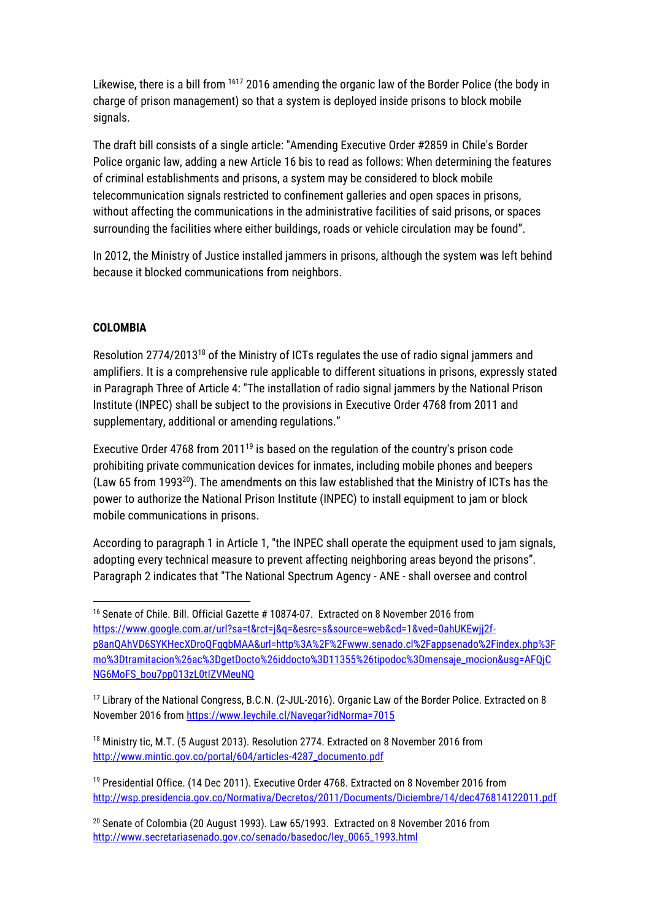Likewise, there is a bill from [16][17] 2016 amending the organic law of the Border Police (the body in charge of prison management) so that a system is deployed inside prisons to block mobile signals.

The draft bill consists of a single article: "Amending Executive Order #2859 in Chile's Border Police organic law, adding a new Article 16 bis to read as follows: When determining the features of criminal establishments and prisons, a system may be considered to block mobile telecommunication signals restricted to confinement galleries and open spaces in prisons, without affecting the communications in the administrative facilities of said prisons, or spaces surrounding the facilities where either buildings, roads or vehicle circulation may be found".

In 2012, the Ministry of Justice installed jammers in prisons, although the system was left behind because it blocked communications from neighbors.

**COLOMBIA**

Resolution 2774/2013[18] of the Ministry of ICTs regulates the use of radio signal jammers and amplifiers. It is a comprehensive rule applicable to different situations in prisons, expressly stated in Paragraph Three of Article 4: "The installation of radio signal jammers by the National Prison Institute (INPEC) shall be subject to the provisions in Executive Order 4768 from 2011 and supplementary, additional or amending regulations."

Executive Order 4768 from 2011[19] is based on the regulation of the country's prison code prohibiting private communication devices for inmates, including mobile phones and beepers (Law 65 from 1993[20]). The amendments on this law established that the Ministry of ICTs has the power to authorize the National Prison Institute (INPEC) to install equipment to jam or block mobile communications in prisons.

According to paragraph 1 in Article 1, "the INPEC shall operate the equipment used to jam signals, adopting every technical measure to prevent affecting neighboring areas beyond the prisons". Paragraph 2 indicates that "The National Spectrum Agency - ANE - shall oversee and control

---

[16] Senate of Chile. Bill. Official Gazette # 10874-07. Extracted on 8 November 2016 from https://www.google.com.ar/url?sa=t&rct=j&q=&esrc=s&source=web&cd=1&ved=0ahUKEwjj2f-p8anQAhVD6SYKHecXDroQFggbMAA&url=http%3A%2F%2Fwww.senado.cl%2Fappsenado%2Findex.php%3Fmo%3Dtramitacion%26ac%3DgetDocto%26iddocto%3D11355%26tipodoc%3Dmensaje_mocion&usg=AFQjCNG6MoFS_bou7pp013zL0tIZVMeuNQ

[17] Library of the National Congress, B.C.N. (2-JUL-2016). Organic Law of the Border Police. Extracted on 8 November 2016 from https://www.leychile.cl/Navegar?idNorma=7015

[18] Ministry tic, M.T. (5 August 2013). Resolution 2774. Extracted on 8 November 2016 from http://www.mintic.gov.co/portal/604/articles-4287_documento.pdf

[19] Presidential Office. (14 Dec 2011). Executive Order 4768. Extracted on 8 November 2016 from http://wsp.presidencia.gov.co/Normativa/Decretos/2011/Documents/Diciembre/14/dec476814122011.pdf

[20] Senate of Colombia (20 August 1993). Law 65/1993. Extracted on 8 November 2016 from http://www.secretariasenado.gov.co/senado/basedoc/ley_0065_1993.html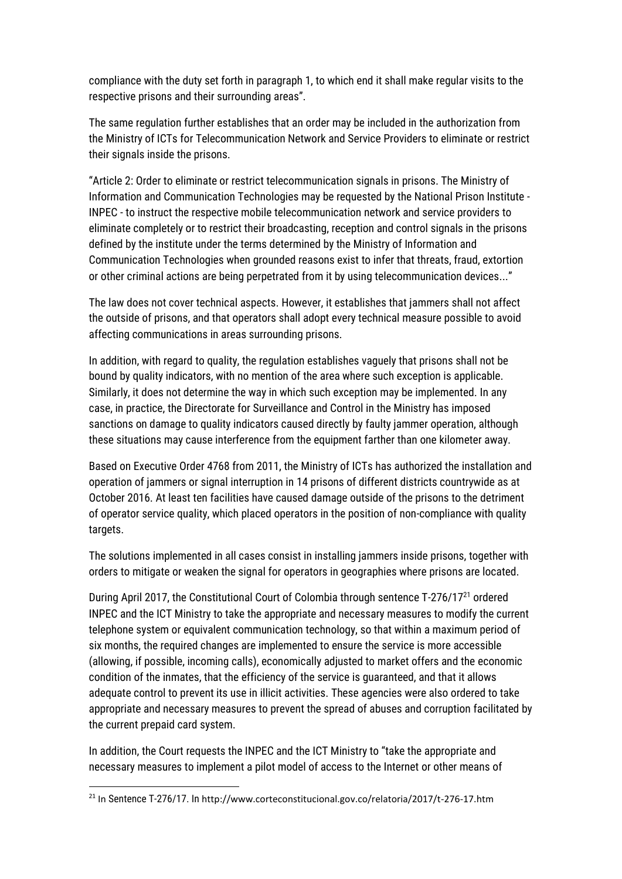compliance with the duty set forth in paragraph 1, to which end it shall make regular visits to the respective prisons and their surrounding areas".

The same regulation further establishes that an order may be included in the authorization from the Ministry of ICTs for Telecommunication Network and Service Providers to eliminate or restrict their signals inside the prisons.

"Article 2: Order to eliminate or restrict telecommunication signals in prisons. The Ministry of Information and Communication Technologies may be requested by the National Prison Institute - INPEC - to instruct the respective mobile telecommunication network and service providers to eliminate completely or to restrict their broadcasting, reception and control signals in the prisons defined by the institute under the terms determined by the Ministry of Information and Communication Technologies when grounded reasons exist to infer that threats, fraud, extortion or other criminal actions are being perpetrated from it by using telecommunication devices..."

The law does not cover technical aspects. However, it establishes that jammers shall not affect the outside of prisons, and that operators shall adopt every technical measure possible to avoid affecting communications in areas surrounding prisons.

In addition, with regard to quality, the regulation establishes vaguely that prisons shall not be bound by quality indicators, with no mention of the area where such exception is applicable. Similarly, it does not determine the way in which such exception may be implemented. In any case, in practice, the Directorate for Surveillance and Control in the Ministry has imposed sanctions on damage to quality indicators caused directly by faulty jammer operation, although these situations may cause interference from the equipment farther than one kilometer away.

Based on Executive Order 4768 from 2011, the Ministry of ICTs has authorized the installation and operation of jammers or signal interruption in 14 prisons of different districts countrywide as at October 2016. At least ten facilities have caused damage outside of the prisons to the detriment of operator service quality, which placed operators in the position of non-compliance with quality targets.

The solutions implemented in all cases consist in installing jammers inside prisons, together with orders to mitigate or weaken the signal for operators in geographies where prisons are located.

During April 2017, the Constitutional Court of Colombia through sentence T-276/17[21] ordered INPEC and the ICT Ministry to take the appropriate and necessary measures to modify the current telephone system or equivalent communication technology, so that within a maximum period of six months, the required changes are implemented to ensure the service is more accessible (allowing, if possible, incoming calls), economically adjusted to market offers and the economic condition of the inmates, that the efficiency of the service is guaranteed, and that it allows adequate control to prevent its use in illicit activities. These agencies were also ordered to take appropriate and necessary measures to prevent the spread of abuses and corruption facilitated by the current prepaid card system.

In addition, the Court requests the INPEC and the ICT Ministry to "take the appropriate and necessary measures to implement a pilot model of access to the Internet or other means of

[21] In Sentence T-276/17. In http://www.corteconstitucional.gov.co/relatoria/2017/t-276-17.htm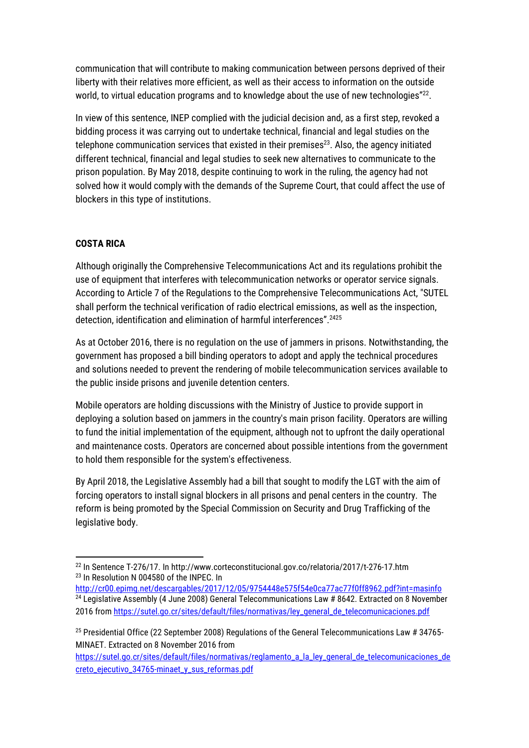communication that will contribute to making communication between persons deprived of their liberty with their relatives more efficient, as well as their access to information on the outside world, to virtual education programs and to knowledge about the use of new technologies"[22].

In view of this sentence, INEP complied with the judicial decision and, as a first step, revoked a bidding process it was carrying out to undertake technical, financial and legal studies on the telephone communication services that existed in their premises[23]. Also, the agency initiated different technical, financial and legal studies to seek new alternatives to communicate to the prison population. By May 2018, despite continuing to work in the ruling, the agency had not solved how it would comply with the demands of the Supreme Court, that could affect the use of blockers in this type of institutions.

**COSTA RICA**

Although originally the Comprehensive Telecommunications Act and its regulations prohibit the use of equipment that interferes with telecommunication networks or operator service signals. According to Article 7 of the Regulations to the Comprehensive Telecommunications Act, "SUTEL shall perform the technical verification of radio electrical emissions, as well as the inspection, detection, identification and elimination of harmful interferences".[24][25]

As at October 2016, there is no regulation on the use of jammers in prisons. Notwithstanding, the government has proposed a bill binding operators to adopt and apply the technical procedures and solutions needed to prevent the rendering of mobile telecommunication services available to the public inside prisons and juvenile detention centers.

Mobile operators are holding discussions with the Ministry of Justice to provide support in deploying a solution based on jammers in the country's main prison facility. Operators are willing to fund the initial implementation of the equipment, although not to upfront the daily operational and maintenance costs. Operators are concerned about possible intentions from the government to hold them responsible for the system's effectiveness.

By April 2018, the Legislative Assembly had a bill that sought to modify the LGT with the aim of forcing operators to install signal blockers in all prisons and penal centers in the country. The reform is being promoted by the Special Commission on Security and Drug Trafficking of the legislative body.

---

[22] In Sentence T-276/17. In http://www.corteconstitucional.gov.co/relatoria/2017/t-276-17.htm

[23] In Resolution N 004580 of the INPEC. In http://cr00.epimg.net/descargables/2017/12/05/9754448e575f54e0ca77ac77f0ff8962.pdf?int=masinfo

[24] Legislative Assembly (4 June 2008) General Telecommunications Law # 8642. Extracted on 8 November 2016 from https://sutel.go.cr/sites/default/files/normativas/ley_general_de_telecomunicaciones.pdf

[25] Presidential Office (22 September 2008) Regulations of the General Telecommunications Law # 34765-MINAET. Extracted on 8 November 2016 from https://sutel.go.cr/sites/default/files/normativas/reglamento_a_la_ley_general_de_telecomunicaciones_decreto_ejecutivo_34765-minaet_y_sus_reformas.pdf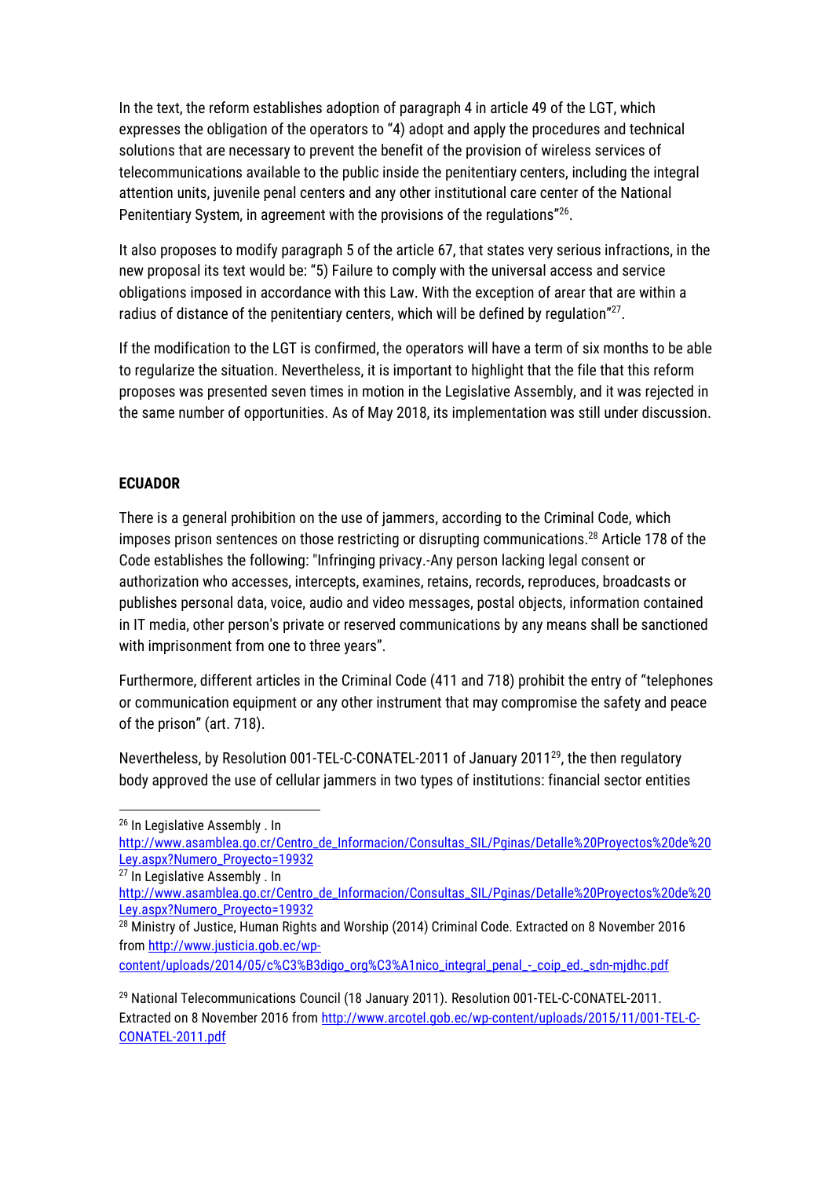In the text, the reform establishes adoption of paragraph 4 in article 49 of the LGT, which expresses the obligation of the operators to "4) adopt and apply the procedures and technical solutions that are necessary to prevent the benefit of the provision of wireless services of telecommunications available to the public inside the penitentiary centers, including the integral attention units, juvenile penal centers and any other institutional care center of the National Penitentiary System, in agreement with the provisions of the regulations"[26].

It also proposes to modify paragraph 5 of the article 67, that states very serious infractions, in the new proposal its text would be: "5) Failure to comply with the universal access and service obligations imposed in accordance with this Law. With the exception of arear that are within a radius of distance of the penitentiary centers, which will be defined by regulation"[27].

If the modification to the LGT is confirmed, the operators will have a term of six months to be able to regularize the situation. Nevertheless, it is important to highlight that the file that this reform proposes was presented seven times in motion in the Legislative Assembly, and it was rejected in the same number of opportunities. As of May 2018, its implementation was still under discussion.

**ECUADOR**

There is a general prohibition on the use of jammers, according to the Criminal Code, which imposes prison sentences on those restricting or disrupting communications.[28] Article 178 of the Code establishes the following: "Infringing privacy.-Any person lacking legal consent or authorization who accesses, intercepts, examines, retains, records, reproduces, broadcasts or publishes personal data, voice, audio and video messages, postal objects, information contained in IT media, other person's private or reserved communications by any means shall be sanctioned with imprisonment from one to three years".

Furthermore, different articles in the Criminal Code (411 and 718) prohibit the entry of "telephones or communication equipment or any other instrument that may compromise the safety and peace of the prison" (art. 718).

Nevertheless, by Resolution 001-TEL-C-CONATEL-2011 of January 2011[29], the then regulatory body approved the use of cellular jammers in two types of institutions: financial sector entities

---

[26] In Legislative Assembly . In http://www.asamblea.go.cr/Centro_de_Informacion/Consultas_SIL/Pginas/Detalle%20Proyectos%20de%20Ley.aspx?Numero_Proyecto=19932

[27] In Legislative Assembly . In http://www.asamblea.go.cr/Centro_de_Informacion/Consultas_SIL/Pginas/Detalle%20Proyectos%20de%20Ley.aspx?Numero_Proyecto=19932

[28] Ministry of Justice, Human Rights and Worship (2014) Criminal Code. Extracted on 8 November 2016 from http://www.justicia.gob.ec/wp-content/uploads/2014/05/c%C3%B3digo_org%C3%A1nico_integral_penal_-_coip_ed._sdn-mjdhc.pdf

[29] National Telecommunications Council (18 January 2011). Resolution 001-TEL-C-CONATEL-2011. Extracted on 8 November 2016 from http://www.arcotel.gob.ec/wp-content/uploads/2015/11/001-TEL-C-CONATEL-2011.pdf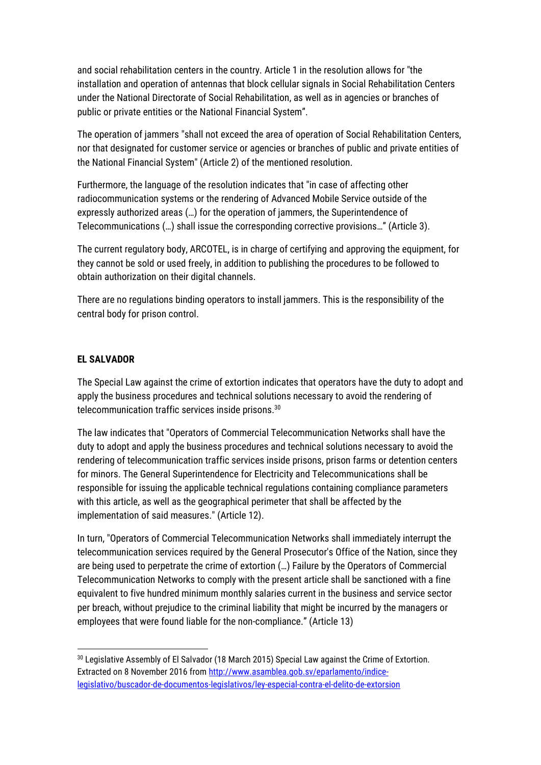and social rehabilitation centers in the country. Article 1 in the resolution allows for "the installation and operation of antennas that block cellular signals in Social Rehabilitation Centers under the National Directorate of Social Rehabilitation, as well as in agencies or branches of public or private entities or the National Financial System".

The operation of jammers "shall not exceed the area of operation of Social Rehabilitation Centers, nor that designated for customer service or agencies or branches of public and private entities of the National Financial System" (Article 2) of the mentioned resolution.

Furthermore, the language of the resolution indicates that "in case of affecting other radiocommunication systems or the rendering of Advanced Mobile Service outside of the expressly authorized areas (…) for the operation of jammers, the Superintendence of Telecommunications (…) shall issue the corresponding corrective provisions…" (Article 3).

The current regulatory body, ARCOTEL, is in charge of certifying and approving the equipment, for they cannot be sold or used freely, in addition to publishing the procedures to be followed to obtain authorization on their digital channels.

There are no regulations binding operators to install jammers. This is the responsibility of the central body for prison control.

**EL SALVADOR**

The Special Law against the crime of extortion indicates that operators have the duty to adopt and apply the business procedures and technical solutions necessary to avoid the rendering of telecommunication traffic services inside prisons.[30]

The law indicates that "Operators of Commercial Telecommunication Networks shall have the duty to adopt and apply the business procedures and technical solutions necessary to avoid the rendering of telecommunication traffic services inside prisons, prison farms or detention centers for minors. The General Superintendence for Electricity and Telecommunications shall be responsible for issuing the applicable technical regulations containing compliance parameters with this article, as well as the geographical perimeter that shall be affected by the implementation of said measures." (Article 12).

In turn, "Operators of Commercial Telecommunication Networks shall immediately interrupt the telecommunication services required by the General Prosecutor's Office of the Nation, since they are being used to perpetrate the crime of extortion (…) Failure by the Operators of Commercial Telecommunication Networks to comply with the present article shall be sanctioned with a fine equivalent to five hundred minimum monthly salaries current in the business and service sector per breach, without prejudice to the criminal liability that might be incurred by the managers or employees that were found liable for the non-compliance." (Article 13)

---

[30] Legislative Assembly of El Salvador (18 March 2015) Special Law against the Crime of Extortion. Extracted on 8 November 2016 from http://www.asamblea.gob.sv/eparlamento/indice-legislativo/buscador-de-documentos-legislativos/ley-especial-contra-el-delito-de-extorsion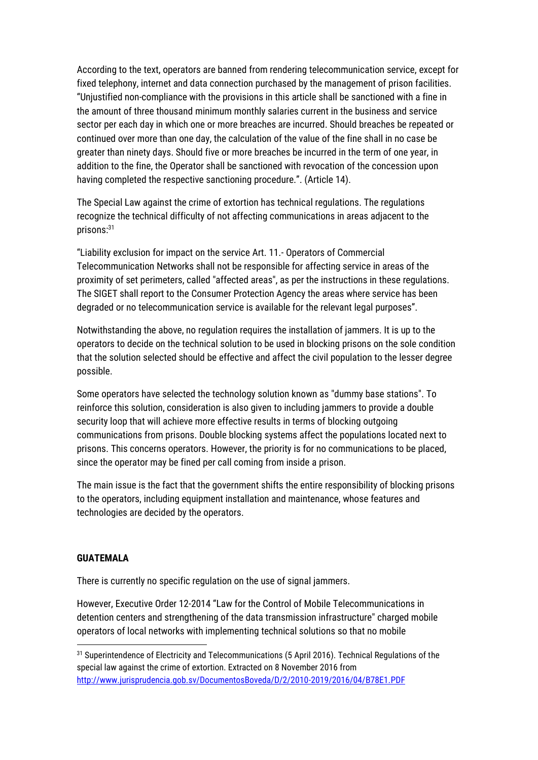According to the text, operators are banned from rendering telecommunication service, except for fixed telephony, internet and data connection purchased by the management of prison facilities. "Unjustified non-compliance with the provisions in this article shall be sanctioned with a fine in the amount of three thousand minimum monthly salaries current in the business and service sector per each day in which one or more breaches are incurred. Should breaches be repeated or continued over more than one day, the calculation of the value of the fine shall in no case be greater than ninety days. Should five or more breaches be incurred in the term of one year, in addition to the fine, the Operator shall be sanctioned with revocation of the concession upon having completed the respective sanctioning procedure.". (Article 14).

The Special Law against the crime of extortion has technical regulations. The regulations recognize the technical difficulty of not affecting communications in areas adjacent to the prisons:[31]

"Liability exclusion for impact on the service Art. 11.- Operators of Commercial Telecommunication Networks shall not be responsible for affecting service in areas of the proximity of set perimeters, called "affected areas", as per the instructions in these regulations. The SIGET shall report to the Consumer Protection Agency the areas where service has been degraded or no telecommunication service is available for the relevant legal purposes".

Notwithstanding the above, no regulation requires the installation of jammers. It is up to the operators to decide on the technical solution to be used in blocking prisons on the sole condition that the solution selected should be effective and affect the civil population to the lesser degree possible.

Some operators have selected the technology solution known as "dummy base stations". To reinforce this solution, consideration is also given to including jammers to provide a double security loop that will achieve more effective results in terms of blocking outgoing communications from prisons. Double blocking systems affect the populations located next to prisons. This concerns operators. However, the priority is for no communications to be placed, since the operator may be fined per call coming from inside a prison.

The main issue is the fact that the government shifts the entire responsibility of blocking prisons to the operators, including equipment installation and maintenance, whose features and technologies are decided by the operators.

**GUATEMALA**

There is currently no specific regulation on the use of signal jammers.

However, Executive Order 12-2014 "Law for the Control of Mobile Telecommunications in detention centers and strengthening of the data transmission infrastructure" charged mobile operators of local networks with implementing technical solutions so that no mobile

[31] Superintendence of Electricity and Telecommunications (5 April 2016). Technical Regulations of the special law against the crime of extortion. Extracted on 8 November 2016 from http://www.jurisprudencia.gob.sv/DocumentosBoveda/D/2/2010-2019/2016/04/B78E1.PDF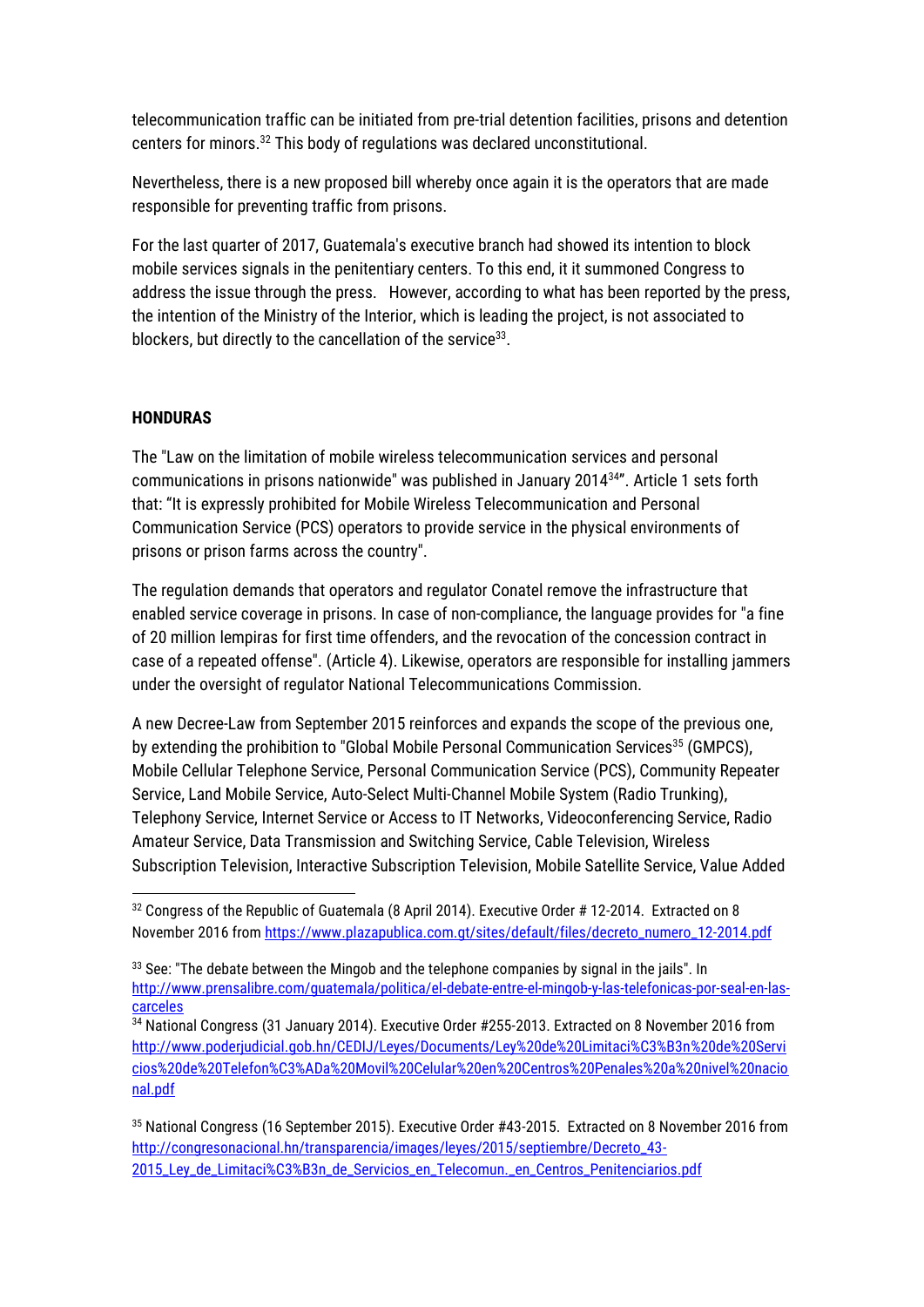telecommunication traffic can be initiated from pre-trial detention facilities, prisons and detention centers for minors.[32] This body of regulations was declared unconstitutional.

Nevertheless, there is a new proposed bill whereby once again it is the operators that are made responsible for preventing traffic from prisons.

For the last quarter of 2017, Guatemala's executive branch had showed its intention to block mobile services signals in the penitentiary centers. To this end, it it summoned Congress to address the issue through the press. However, according to what has been reported by the press, the intention of the Ministry of the Interior, which is leading the project, is not associated to blockers, but directly to the cancellation of the service[33].

**HONDURAS**

The "Law on the limitation of mobile wireless telecommunication services and personal communications in prisons nationwide" was published in January 2014[34]". Article 1 sets forth that: "It is expressly prohibited for Mobile Wireless Telecommunication and Personal Communication Service (PCS) operators to provide service in the physical environments of prisons or prison farms across the country".

The regulation demands that operators and regulator Conatel remove the infrastructure that enabled service coverage in prisons. In case of non-compliance, the language provides for "a fine of 20 million lempiras for first time offenders, and the revocation of the concession contract in case of a repeated offense". (Article 4). Likewise, operators are responsible for installing jammers under the oversight of regulator National Telecommunications Commission.

A new Decree-Law from September 2015 reinforces and expands the scope of the previous one, by extending the prohibition to "Global Mobile Personal Communication Services[35] (GMPCS), Mobile Cellular Telephone Service, Personal Communication Service (PCS), Community Repeater Service, Land Mobile Service, Auto-Select Multi-Channel Mobile System (Radio Trunking), Telephony Service, Internet Service or Access to IT Networks, Videoconferencing Service, Radio Amateur Service, Data Transmission and Switching Service, Cable Television, Wireless Subscription Television, Interactive Subscription Television, Mobile Satellite Service, Value Added

---

[32] Congress of the Republic of Guatemala (8 April 2014). Executive Order # 12-2014. Extracted on 8 November 2016 from https://www.plazapublica.com.gt/sites/default/files/decreto_numero_12-2014.pdf

[33] See: "The debate between the Mingob and the telephone companies by signal in the jails". In http://www.prensalibre.com/guatemala/politica/el-debate-entre-el-mingob-y-las-telefonicas-por-seal-en-las-carceles

[34] National Congress (31 January 2014). Executive Order #255-2013. Extracted on 8 November 2016 from http://www.poderjudicial.gob.hn/CEDIJ/Leyes/Documents/Ley%20de%20Limitaci%C3%B3n%20de%20Servicios%20de%20Telefon%C3%ADa%20Movil%20Celular%20en%20Centros%20Penales%20a%20nivel%20nacional.pdf

[35] National Congress (16 September 2015). Executive Order #43-2015. Extracted on 8 November 2016 from http://congresonacional.hn/transparencia/images/leyes/2015/septiembre/Decreto_43-2015_Ley_de_Limitaci%C3%B3n_de_Servicios_en_Telecomun._en_Centros_Penitenciarios.pdf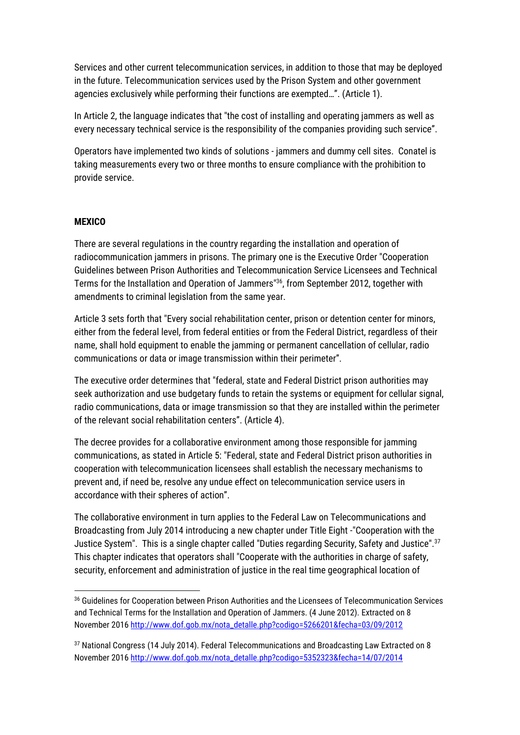Services and other current telecommunication services, in addition to those that may be deployed in the future. Telecommunication services used by the Prison System and other government agencies exclusively while performing their functions are exempted…". (Article 1).

In Article 2, the language indicates that "the cost of installing and operating jammers as well as every necessary technical service is the responsibility of the companies providing such service".

Operators have implemented two kinds of solutions - jammers and dummy cell sites. Conatel is taking measurements every two or three months to ensure compliance with the prohibition to provide service.

**MEXICO**

There are several regulations in the country regarding the installation and operation of radiocommunication jammers in prisons. The primary one is the Executive Order "Cooperation Guidelines between Prison Authorities and Telecommunication Service Licensees and Technical Terms for the Installation and Operation of Jammers"[36], from September 2012, together with amendments to criminal legislation from the same year.

Article 3 sets forth that "Every social rehabilitation center, prison or detention center for minors, either from the federal level, from federal entities or from the Federal District, regardless of their name, shall hold equipment to enable the jamming or permanent cancellation of cellular, radio communications or data or image transmission within their perimeter".

The executive order determines that "federal, state and Federal District prison authorities may seek authorization and use budgetary funds to retain the systems or equipment for cellular signal, radio communications, data or image transmission so that they are installed within the perimeter of the relevant social rehabilitation centers". (Article 4).

The decree provides for a collaborative environment among those responsible for jamming communications, as stated in Article 5: "Federal, state and Federal District prison authorities in cooperation with telecommunication licensees shall establish the necessary mechanisms to prevent and, if need be, resolve any undue effect on telecommunication service users in accordance with their spheres of action".

The collaborative environment in turn applies to the Federal Law on Telecommunications and Broadcasting from July 2014 introducing a new chapter under Title Eight -"Cooperation with the Justice System". This is a single chapter called "Duties regarding Security, Safety and Justice".[37] This chapter indicates that operators shall "Cooperate with the authorities in charge of safety, security, enforcement and administration of justice in the real time geographical location of

---

[36] Guidelines for Cooperation between Prison Authorities and the Licensees of Telecommunication Services and Technical Terms for the Installation and Operation of Jammers. (4 June 2012). Extracted on 8 November 2016 http://www.dof.gob.mx/nota_detalle.php?codigo=5266201&fecha=03/09/2012

[37] National Congress (14 July 2014). Federal Telecommunications and Broadcasting Law Extracted on 8 November 2016 http://www.dof.gob.mx/nota_detalle.php?codigo=5352323&fecha=14/07/2014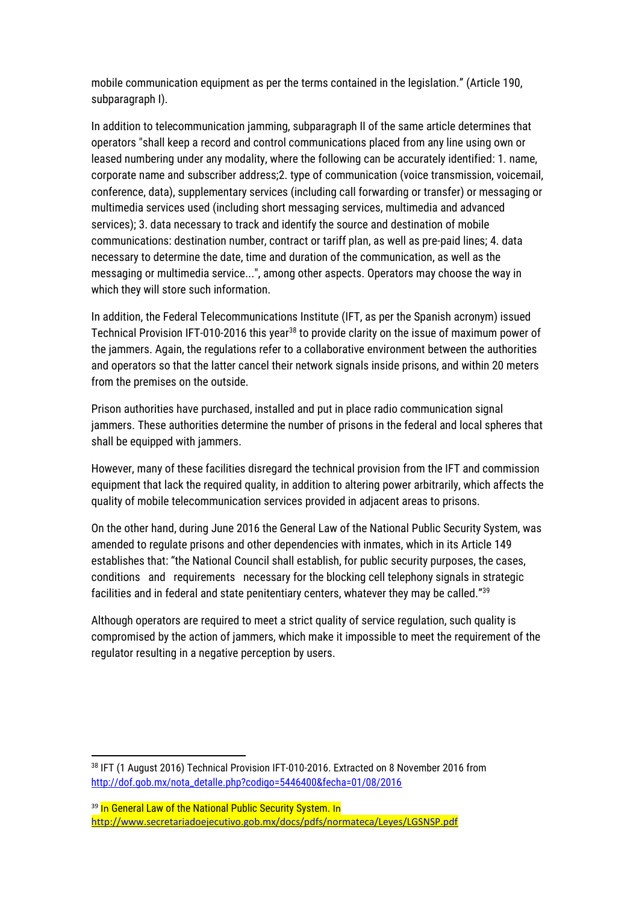mobile communication equipment as per the terms contained in the legislation." (Article 190, subparagraph I).

In addition to telecommunication jamming, subparagraph II of the same article determines that operators "shall keep a record and control communications placed from any line using own or leased numbering under any modality, where the following can be accurately identified: 1. name, corporate name and subscriber address;2. type of communication (voice transmission, voicemail, conference, data), supplementary services (including call forwarding or transfer) or messaging or multimedia services used (including short messaging services, multimedia and advanced services); 3. data necessary to track and identify the source and destination of mobile communications: destination number, contract or tariff plan, as well as pre-paid lines; 4. data necessary to determine the date, time and duration of the communication, as well as the messaging or multimedia service...", among other aspects. Operators may choose the way in which they will store such information.

In addition, the Federal Telecommunications Institute (IFT, as per the Spanish acronym) issued Technical Provision IFT-010-2016 this year[38] to provide clarity on the issue of maximum power of the jammers. Again, the regulations refer to a collaborative environment between the authorities and operators so that the latter cancel their network signals inside prisons, and within 20 meters from the premises on the outside.

Prison authorities have purchased, installed and put in place radio communication signal jammers. These authorities determine the number of prisons in the federal and local spheres that shall be equipped with jammers.

However, many of these facilities disregard the technical provision from the IFT and commission equipment that lack the required quality, in addition to altering power arbitrarily, which affects the quality of mobile telecommunication services provided in adjacent areas to prisons.

On the other hand, during June 2016 the General Law of the National Public Security System, was amended to regulate prisons and other dependencies with inmates, which in its Article 149 establishes that: "the National Council shall establish, for public security purposes, the cases, conditions and requirements necessary for the blocking cell telephony signals in strategic facilities and in federal and state penitentiary centers, whatever they may be called."[39]

Although operators are required to meet a strict quality of service regulation, such quality is compromised by the action of jammers, which make it impossible to meet the requirement of the regulator resulting in a negative perception by users.

---

[38] IFT (1 August 2016) Technical Provision IFT-010-2016. Extracted on 8 November 2016 from http://dof.gob.mx/nota_detalle.php?codigo=5446400&fecha=01/08/2016

[39] In General Law of the National Public Security System. In http://www.secretariadoejecutivo.gob.mx/docs/pdfs/normateca/Leyes/LGSNSP.pdf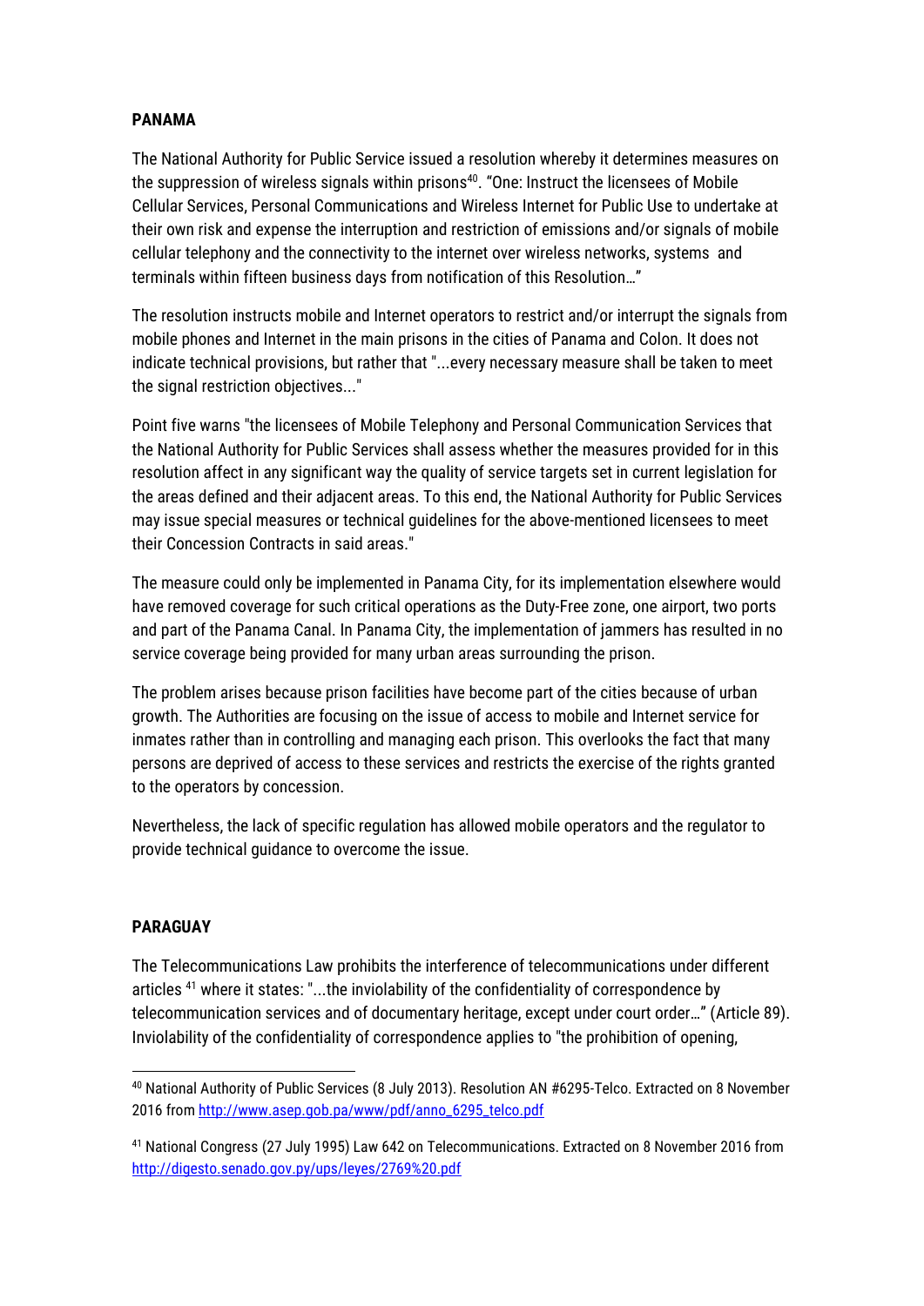## PANAMA

The National Authority for Public Service issued a resolution whereby it determines measures on the suppression of wireless signals within prisons[40]. "One: Instruct the licensees of Mobile Cellular Services, Personal Communications and Wireless Internet for Public Use to undertake at their own risk and expense the interruption and restriction of emissions and/or signals of mobile cellular telephony and the connectivity to the internet over wireless networks, systems and terminals within fifteen business days from notification of this Resolution…"

The resolution instructs mobile and Internet operators to restrict and/or interrupt the signals from mobile phones and Internet in the main prisons in the cities of Panama and Colon. It does not indicate technical provisions, but rather that "...every necessary measure shall be taken to meet the signal restriction objectives..."

Point five warns "the licensees of Mobile Telephony and Personal Communication Services that the National Authority for Public Services shall assess whether the measures provided for in this resolution affect in any significant way the quality of service targets set in current legislation for the areas defined and their adjacent areas. To this end, the National Authority for Public Services may issue special measures or technical guidelines for the above-mentioned licensees to meet their Concession Contracts in said areas."

The measure could only be implemented in Panama City, for its implementation elsewhere would have removed coverage for such critical operations as the Duty-Free zone, one airport, two ports and part of the Panama Canal. In Panama City, the implementation of jammers has resulted in no service coverage being provided for many urban areas surrounding the prison.

The problem arises because prison facilities have become part of the cities because of urban growth. The Authorities are focusing on the issue of access to mobile and Internet service for inmates rather than in controlling and managing each prison. This overlooks the fact that many persons are deprived of access to these services and restricts the exercise of the rights granted to the operators by concession.

Nevertheless, the lack of specific regulation has allowed mobile operators and the regulator to provide technical guidance to overcome the issue.

## PARAGUAY

The Telecommunications Law prohibits the interference of telecommunications under different articles [41] where it states: "...the inviolability of the confidentiality of correspondence by telecommunication services and of documentary heritage, except under court order…" (Article 89). Inviolability of the confidentiality of correspondence applies to "the prohibition of opening,

---

[40] National Authority of Public Services (8 July 2013). Resolution AN #6295-Telco. Extracted on 8 November 2016 from http://www.asep.gob.pa/www/pdf/anno_6295_telco.pdf

[41] National Congress (27 July 1995) Law 642 on Telecommunications. Extracted on 8 November 2016 from http://digesto.senado.gov.py/ups/leyes/2769%20.pdf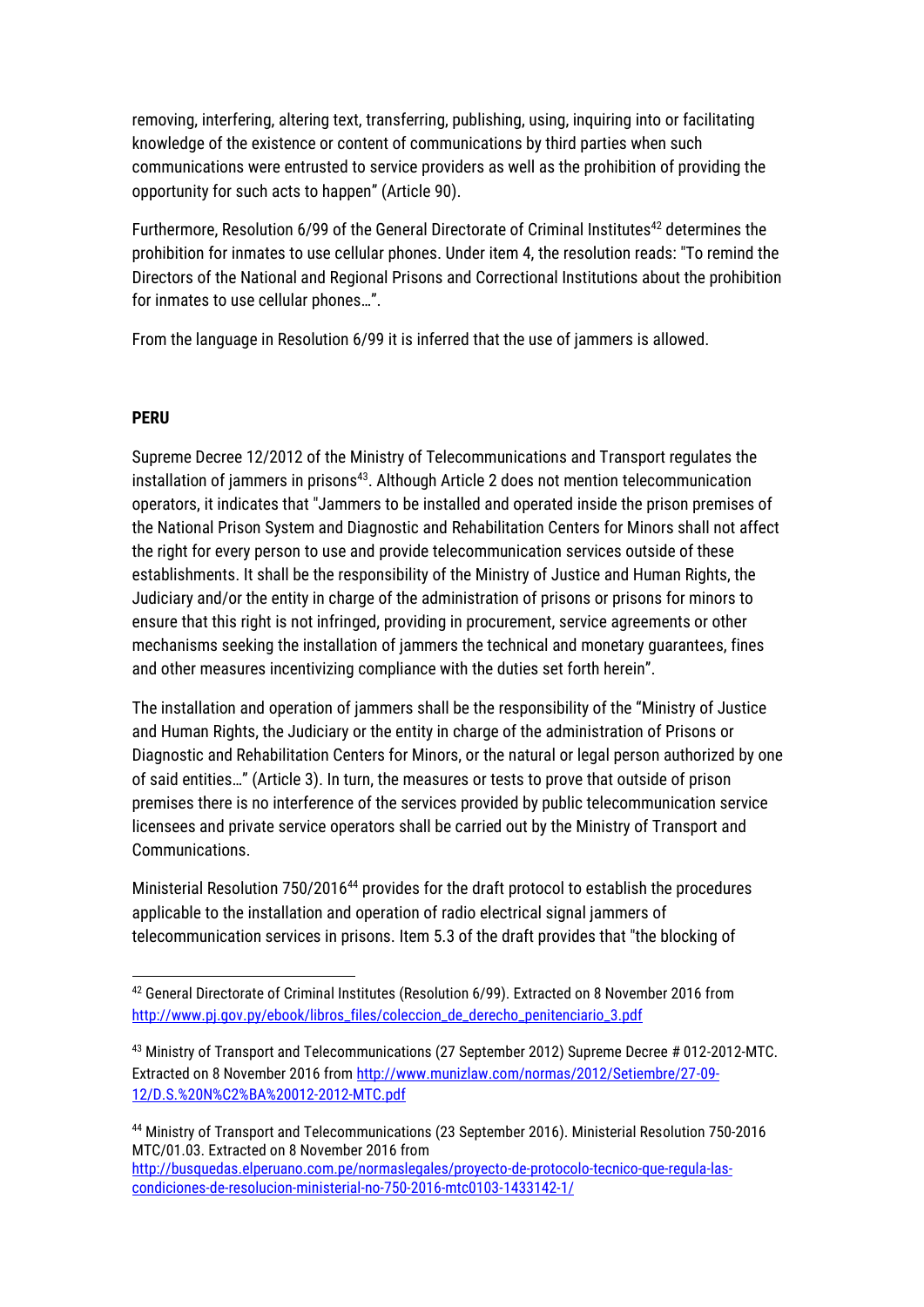removing, interfering, altering text, transferring, publishing, using, inquiring into or facilitating knowledge of the existence or content of communications by third parties when such communications were entrusted to service providers as well as the prohibition of providing the opportunity for such acts to happen" (Article 90).

Furthermore, Resolution 6/99 of the General Directorate of Criminal Institutes[42] determines the prohibition for inmates to use cellular phones. Under item 4, the resolution reads: "To remind the Directors of the National and Regional Prisons and Correctional Institutions about the prohibition for inmates to use cellular phones…".

From the language in Resolution 6/99 it is inferred that the use of jammers is allowed.

**PERU**

Supreme Decree 12/2012 of the Ministry of Telecommunications and Transport regulates the installation of jammers in prisons[43]. Although Article 2 does not mention telecommunication operators, it indicates that "Jammers to be installed and operated inside the prison premises of the National Prison System and Diagnostic and Rehabilitation Centers for Minors shall not affect the right for every person to use and provide telecommunication services outside of these establishments. It shall be the responsibility of the Ministry of Justice and Human Rights, the Judiciary and/or the entity in charge of the administration of prisons or prisons for minors to ensure that this right is not infringed, providing in procurement, service agreements or other mechanisms seeking the installation of jammers the technical and monetary guarantees, fines and other measures incentivizing compliance with the duties set forth herein".

The installation and operation of jammers shall be the responsibility of the "Ministry of Justice and Human Rights, the Judiciary or the entity in charge of the administration of Prisons or Diagnostic and Rehabilitation Centers for Minors, or the natural or legal person authorized by one of said entities…" (Article 3). In turn, the measures or tests to prove that outside of prison premises there is no interference of the services provided by public telecommunication service licensees and private service operators shall be carried out by the Ministry of Transport and Communications.

Ministerial Resolution 750/2016[44] provides for the draft protocol to establish the procedures applicable to the installation and operation of radio electrical signal jammers of telecommunication services in prisons. Item 5.3 of the draft provides that "the blocking of

---

[42] General Directorate of Criminal Institutes (Resolution 6/99). Extracted on 8 November 2016 from http://www.pj.gov.py/ebook/libros_files/coleccion_de_derecho_penitenciario_3.pdf

[43] Ministry of Transport and Telecommunications (27 September 2012) Supreme Decree # 012-2012-MTC. Extracted on 8 November 2016 from http://www.munizlaw.com/normas/2012/Setiembre/27-09-12/D.S.%20N%C2%BA%20012-2012-MTC.pdf

[44] Ministry of Transport and Telecommunications (23 September 2016). Ministerial Resolution 750-2016 MTC/01.03. Extracted on 8 November 2016 from http://busquedas.elperuano.com.pe/normaslegales/proyecto-de-protocolo-tecnico-que-regula-las-condiciones-de-resolucion-ministerial-no-750-2016-mtc0103-1433142-1/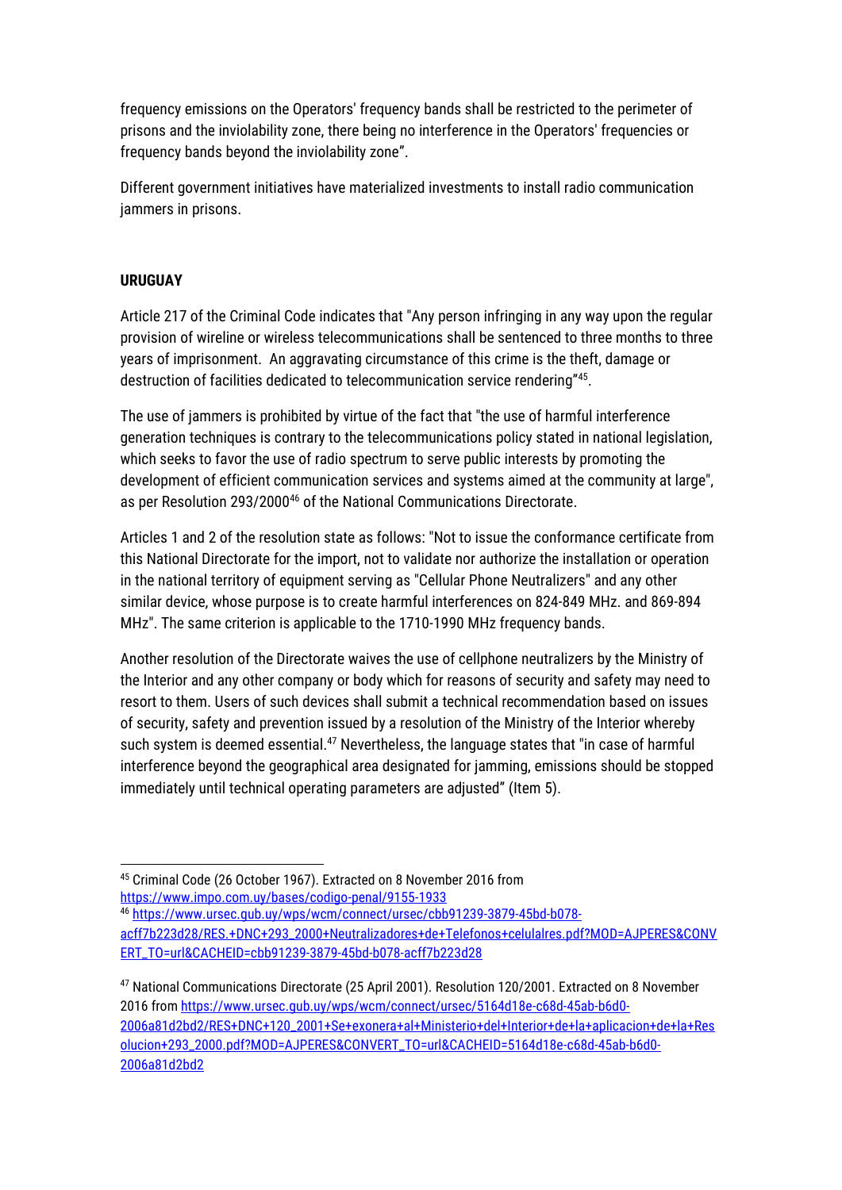frequency emissions on the Operators' frequency bands shall be restricted to the perimeter of prisons and the inviolability zone, there being no interference in the Operators' frequencies or frequency bands beyond the inviolability zone".

Different government initiatives have materialized investments to install radio communication jammers in prisons.

### URUGUAY

Article 217 of the Criminal Code indicates that "Any person infringing in any way upon the regular provision of wireline or wireless telecommunications shall be sentenced to three months to three years of imprisonment. An aggravating circumstance of this crime is the theft, damage or destruction of facilities dedicated to telecommunication service rendering"[45].

The use of jammers is prohibited by virtue of the fact that "the use of harmful interference generation techniques is contrary to the telecommunications policy stated in national legislation, which seeks to favor the use of radio spectrum to serve public interests by promoting the development of efficient communication services and systems aimed at the community at large", as per Resolution 293/2000[46] of the National Communications Directorate.

Articles 1 and 2 of the resolution state as follows: "Not to issue the conformance certificate from this National Directorate for the import, not to validate nor authorize the installation or operation in the national territory of equipment serving as "Cellular Phone Neutralizers" and any other similar device, whose purpose is to create harmful interferences on 824-849 MHz. and 869-894 MHz". The same criterion is applicable to the 1710-1990 MHz frequency bands.

Another resolution of the Directorate waives the use of cellphone neutralizers by the Ministry of the Interior and any other company or body which for reasons of security and safety may need to resort to them. Users of such devices shall submit a technical recommendation based on issues of security, safety and prevention issued by a resolution of the Ministry of the Interior whereby such system is deemed essential.[47] Nevertheless, the language states that "in case of harmful interference beyond the geographical area designated for jamming, emissions should be stopped immediately until technical operating parameters are adjusted" (Item 5).

---

[45] Criminal Code (26 October 1967). Extracted on 8 November 2016 from https://www.impo.com.uy/bases/codigo-penal/9155-1933

[46] https://www.ursec.gub.uy/wps/wcm/connect/ursec/cbb91239-3879-45bd-b078-acff7b223d28/RES.+DNC+293_2000+Neutralizadores+de+Telefonos+celulalres.pdf?MOD=AJPERES&CONVERT_TO=url&CACHEID=cbb91239-3879-45bd-b078-acff7b223d28

[47] National Communications Directorate (25 April 2001). Resolution 120/2001. Extracted on 8 November 2016 from https://www.ursec.gub.uy/wps/wcm/connect/ursec/5164d18e-c68d-45ab-b6d0-2006a81d2bd2/RES+DNC+120_2001+Se+exonera+al+Ministerio+del+Interior+de+la+aplicacion+de+la+Resolucion+293_2000.pdf?MOD=AJPERES&CONVERT_TO=url&CACHEID=5164d18e-c68d-45ab-b6d0-2006a81d2bd2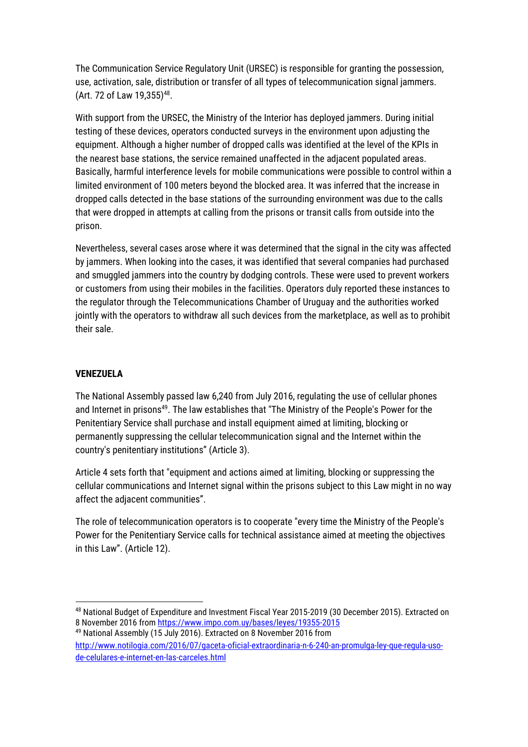The Communication Service Regulatory Unit (URSEC) is responsible for granting the possession, use, activation, sale, distribution or transfer of all types of telecommunication signal jammers. (Art. 72 of Law 19,355)[48].

With support from the URSEC, the Ministry of the Interior has deployed jammers. During initial testing of these devices, operators conducted surveys in the environment upon adjusting the equipment. Although a higher number of dropped calls was identified at the level of the KPIs in the nearest base stations, the service remained unaffected in the adjacent populated areas. Basically, harmful interference levels for mobile communications were possible to control within a limited environment of 100 meters beyond the blocked area. It was inferred that the increase in dropped calls detected in the base stations of the surrounding environment was due to the calls that were dropped in attempts at calling from the prisons or transit calls from outside into the prison.

Nevertheless, several cases arose where it was determined that the signal in the city was affected by jammers. When looking into the cases, it was identified that several companies had purchased and smuggled jammers into the country by dodging controls. These were used to prevent workers or customers from using their mobiles in the facilities. Operators duly reported these instances to the regulator through the Telecommunications Chamber of Uruguay and the authorities worked jointly with the operators to withdraw all such devices from the marketplace, as well as to prohibit their sale.

**VENEZUELA**

The National Assembly passed law 6,240 from July 2016, regulating the use of cellular phones and Internet in prisons[49]. The law establishes that "The Ministry of the People's Power for the Penitentiary Service shall purchase and install equipment aimed at limiting, blocking or permanently suppressing the cellular telecommunication signal and the Internet within the country's penitentiary institutions" (Article 3).

Article 4 sets forth that "equipment and actions aimed at limiting, blocking or suppressing the cellular communications and Internet signal within the prisons subject to this Law might in no way affect the adjacent communities".

The role of telecommunication operators is to cooperate "every time the Ministry of the People's Power for the Penitentiary Service calls for technical assistance aimed at meeting the objectives in this Law". (Article 12).

---

[48] National Budget of Expenditure and Investment Fiscal Year 2015-2019 (30 December 2015). Extracted on 8 November 2016 from https://www.impo.com.uy/bases/leyes/19355-2015

[49] National Assembly (15 July 2016). Extracted on 8 November 2016 from http://www.notilogia.com/2016/07/gaceta-oficial-extraordinaria-n-6-240-an-promulga-ley-que-regula-uso-de-celulares-e-internet-en-las-carceles.html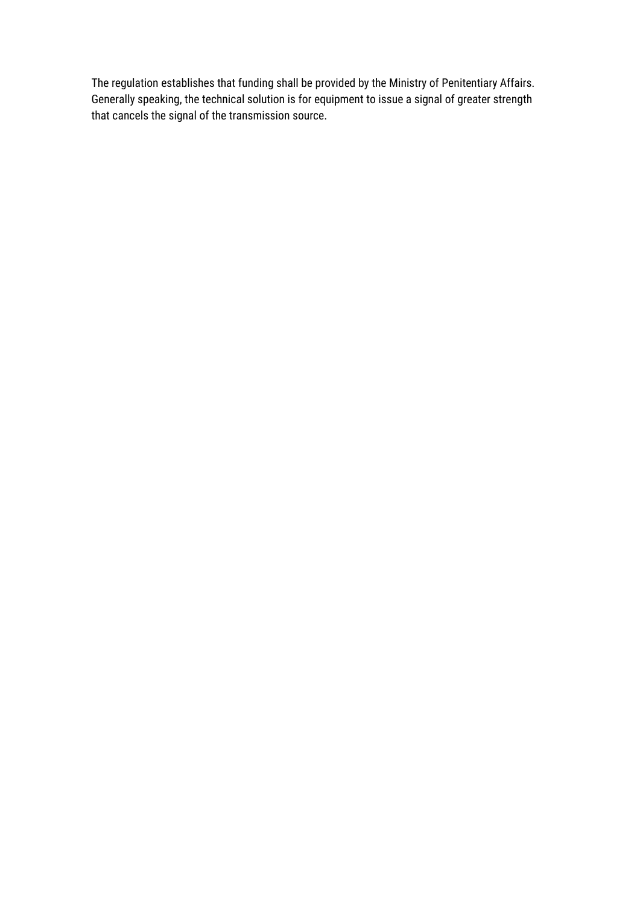The regulation establishes that funding shall be provided by the Ministry of Penitentiary Affairs. Generally speaking, the technical solution is for equipment to issue a signal of greater strength that cancels the signal of the transmission source.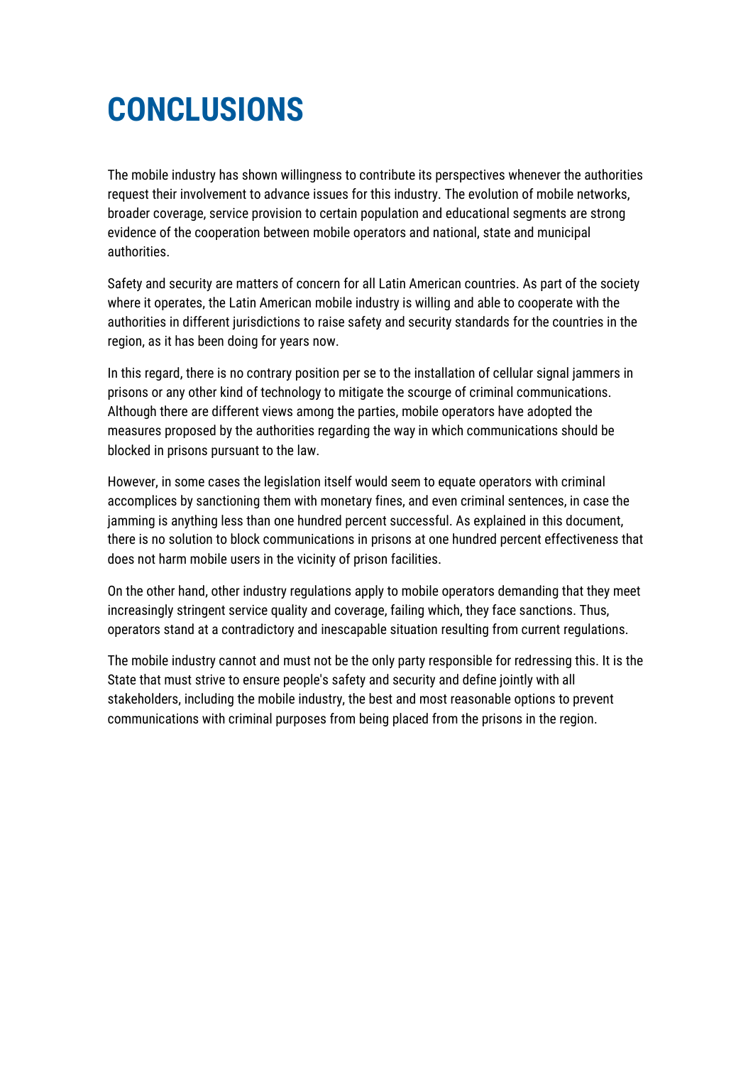# CONCLUSIONS

The mobile industry has shown willingness to contribute its perspectives whenever the authorities request their involvement to advance issues for this industry. The evolution of mobile networks, broader coverage, service provision to certain population and educational segments are strong evidence of the cooperation between mobile operators and national, state and municipal authorities.

Safety and security are matters of concern for all Latin American countries. As part of the society where it operates, the Latin American mobile industry is willing and able to cooperate with the authorities in different jurisdictions to raise safety and security standards for the countries in the region, as it has been doing for years now.

In this regard, there is no contrary position per se to the installation of cellular signal jammers in prisons or any other kind of technology to mitigate the scourge of criminal communications. Although there are different views among the parties, mobile operators have adopted the measures proposed by the authorities regarding the way in which communications should be blocked in prisons pursuant to the law.

However, in some cases the legislation itself would seem to equate operators with criminal accomplices by sanctioning them with monetary fines, and even criminal sentences, in case the jamming is anything less than one hundred percent successful. As explained in this document, there is no solution to block communications in prisons at one hundred percent effectiveness that does not harm mobile users in the vicinity of prison facilities.

On the other hand, other industry regulations apply to mobile operators demanding that they meet increasingly stringent service quality and coverage, failing which, they face sanctions. Thus, operators stand at a contradictory and inescapable situation resulting from current regulations.

The mobile industry cannot and must not be the only party responsible for redressing this. It is the State that must strive to ensure people's safety and security and define jointly with all stakeholders, including the mobile industry, the best and most reasonable options to prevent communications with criminal purposes from being placed from the prisons in the region.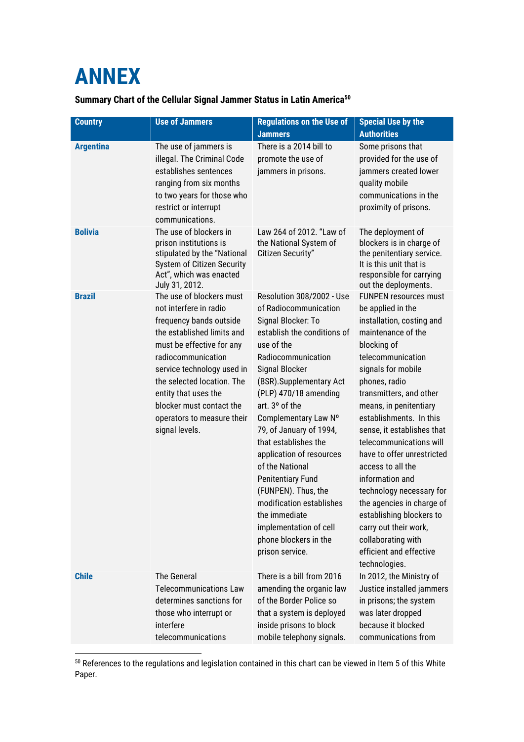# ANNEX

**Summary Chart of the Cellular Signal Jammer Status in Latin America[50]**

| Country | Use of Jammers | Regulations on the Use of Jammers | Special Use by the Authorities |
|---|---|---|---|
| **Argentina** | The use of jammers is illegal. The Criminal Code establishes sentences ranging from six months to two years for those who restrict or interrupt communications. | There is a 2014 bill to promote the use of jammers in prisons. | Some prisons that provided for the use of jammers created lower quality mobile communications in the proximity of prisons. |
| **Bolivia** | The use of blockers in prison institutions is stipulated by the "National System of Citizen Security Act", which was enacted July 31, 2012. | Law 264 of 2012. "Law of the National System of Citizen Security" | The deployment of blockers is in charge of the penitentiary service. It is this unit that is responsible for carrying out the deployments. |
| **Brazil** | The use of blockers must not interfere in radio frequency bands outside the established limits and must be effective for any radiocommunication service technology used in the selected location. The entity that uses the blocker must contact the operators to measure their signal levels. | Resolution 308/2002 - Use of Radiocommunication Signal Blocker: To establish the conditions of use of the Radiocommunication Signal Blocker (BSR).Supplementary Act (PLP) 470/18 amending art. 3º of the Complementary Law Nº 79, of January of 1994, that establishes the application of resources of the National Penitentiary Fund (FUNPEN). Thus, the modification establishes the immediate implementation of cell phone blockers in the prison service. | FUNPEN resources must be applied in the installation, costing and maintenance of the blocking of telecommunication signals for mobile phones, radio transmitters, and other means, in penitentiary establishments. In this sense, it establishes that telecommunications will have to offer unrestricted access to all the information and technology necessary for the agencies in charge of establishing blockers to carry out their work, collaborating with efficient and effective technologies. |
| **Chile** | The General Telecommunications Law determines sanctions for those who interrupt or interfere telecommunications | There is a bill from 2016 amending the organic law of the Border Police so that a system is deployed inside prisons to block mobile telephony signals. | In 2012, the Ministry of Justice installed jammers in prisons; the system was later dropped because it blocked communications from |

[50] References to the regulations and legislation contained in this chart can be viewed in Item 5 of this White Paper.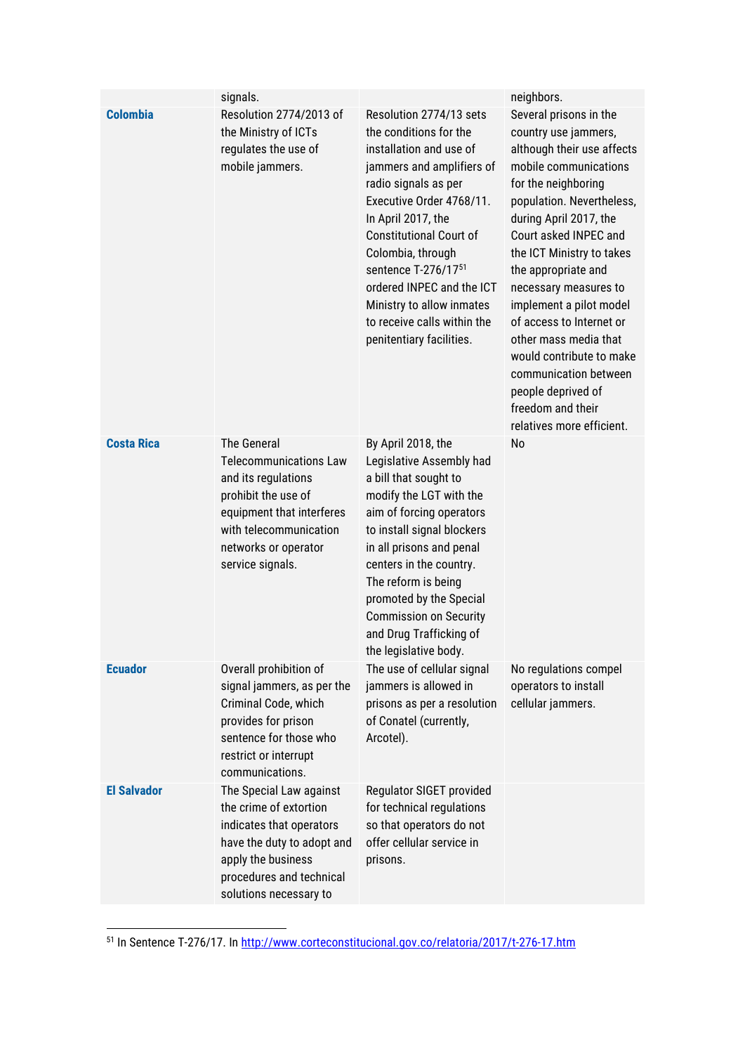|  | signals. |  | neighbors. |
|---|---|---|---|
| **Colombia** | Resolution 2774/2013 of the Ministry of ICTs regulates the use of mobile jammers. | Resolution 2774/13 sets the conditions for the installation and use of jammers and amplifiers of radio signals as per Executive Order 4768/11. In April 2017, the Constitutional Court of Colombia, through sentence T-276/17[51] ordered INPEC and the ICT Ministry to allow inmates to receive calls within the penitentiary facilities. | Several prisons in the country use jammers, although their use affects mobile communications for the neighboring population. Nevertheless, during April 2017, the Court asked INPEC and the ICT Ministry to takes the appropriate and necessary measures to implement a pilot model of access to Internet or other mass media that would contribute to make communication between people deprived of freedom and their relatives more efficient. |
| **Costa Rica** | The General Telecommunications Law and its regulations prohibit the use of equipment that interferes with telecommunication networks or operator service signals. | By April 2018, the Legislative Assembly had a bill that sought to modify the LGT with the aim of forcing operators to install signal blockers in all prisons and penal centers in the country. The reform is being promoted by the Special Commission on Security and Drug Trafficking of the legislative body. | No |
| **Ecuador** | Overall prohibition of signal jammers, as per the Criminal Code, which provides for prison sentence for those who restrict or interrupt communications. | The use of cellular signal jammers is allowed in prisons as per a resolution of Conatel (currently, Arcotel). | No regulations compel operators to install cellular jammers. |
| **El Salvador** | The Special Law against the crime of extortion indicates that operators have the duty to adopt and apply the business procedures and technical solutions necessary to | Regulator SIGET provided for technical regulations so that operators do not offer cellular service in prisons. |  |

[51] In Sentence T-276/17. In http://www.corteconstitucional.gov.co/relatoria/2017/t-276-17.htm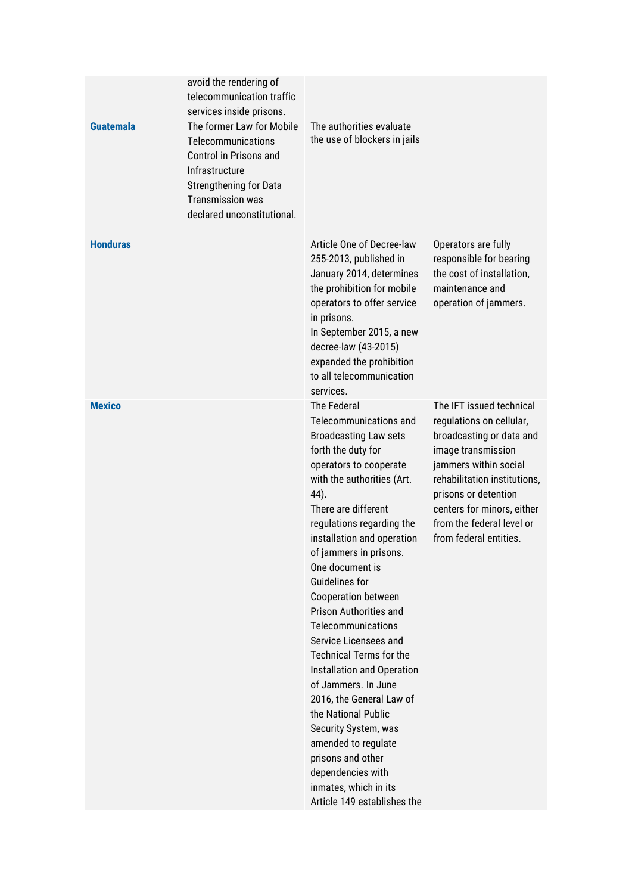| | | | |
|---|---|---|---|
| | avoid the rendering of telecommunication traffic services inside prisons. | | |
| **Guatemala** | The former Law for Mobile Telecommunications Control in Prisons and Infrastructure Strengthening for Data Transmission was declared unconstitutional. | The authorities evaluate the use of blockers in jails | |
| **Honduras** | | Article One of Decree-law 255-2013, published in January 2014, determines the prohibition for mobile operators to offer service in prisons.<br>In September 2015, a new decree-law (43-2015) expanded the prohibition to all telecommunication services. | Operators are fully responsible for bearing the cost of installation, maintenance and operation of jammers. |
| **Mexico** | | The Federal Telecommunications and Broadcasting Law sets forth the duty for operators to cooperate with the authorities (Art. 44).<br>There are different regulations regarding the installation and operation of jammers in prisons. One document is Guidelines for Cooperation between Prison Authorities and Telecommunications Service Licensees and Technical Terms for the Installation and Operation of Jammers. In June 2016, the General Law of the National Public Security System, was amended to regulate prisons and other dependencies with inmates, which in its Article 149 establishes the | The IFT issued technical regulations on cellular, broadcasting or data and image transmission jammers within social rehabilitation institutions, prisons or detention centers for minors, either from the federal level or from federal entities. |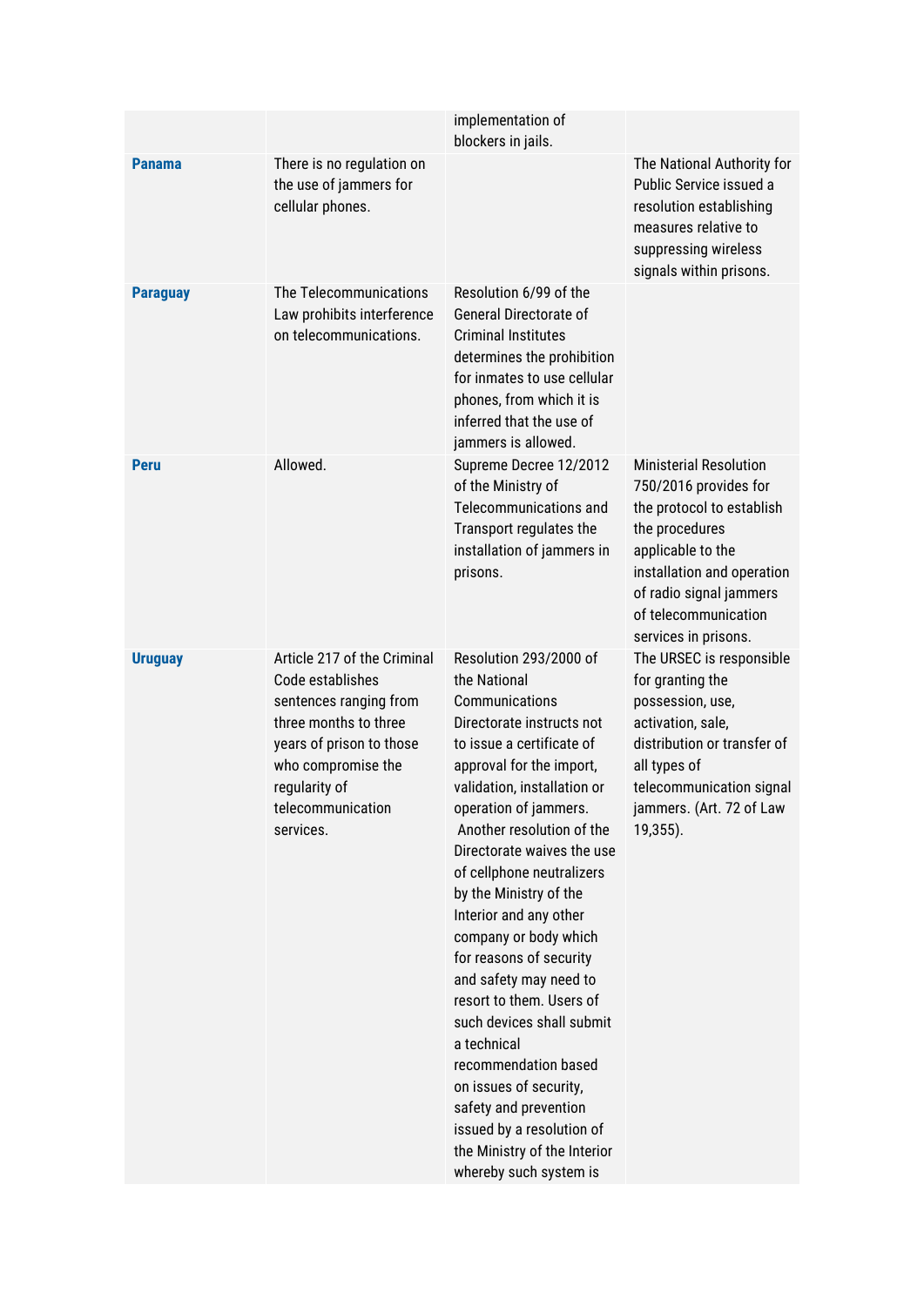|  |  |  |  |
|---|---|---|---|
|  |  | implementation of blockers in jails. |  |
| **Panama** | There is no regulation on the use of jammers for cellular phones. |  | The National Authority for Public Service issued a resolution establishing measures relative to suppressing wireless signals within prisons. |
| **Paraguay** | The Telecommunications Law prohibits interference on telecommunications. | Resolution 6/99 of the General Directorate of Criminal Institutes determines the prohibition for inmates to use cellular phones, from which it is inferred that the use of jammers is allowed. |  |
| **Peru** | Allowed. | Supreme Decree 12/2012 of the Ministry of Telecommunications and Transport regulates the installation of jammers in prisons. | Ministerial Resolution 750/2016 provides for the protocol to establish the procedures applicable to the installation and operation of radio signal jammers of telecommunication services in prisons. |
| **Uruguay** | Article 217 of the Criminal Code establishes sentences ranging from three months to three years of prison to those who compromise the regularity of telecommunication services. | Resolution 293/2000 of the National Communications Directorate instructs not to issue a certificate of approval for the import, validation, installation or operation of jammers. Another resolution of the Directorate waives the use of cellphone neutralizers by the Ministry of the Interior and any other company or body which for reasons of security and safety may need to resort to them. Users of such devices shall submit a technical recommendation based on issues of security, safety and prevention issued by a resolution of the Ministry of the Interior whereby such system is | The URSEC is responsible for granting the possession, use, activation, sale, distribution or transfer of all types of telecommunication signal jammers. (Art. 72 of Law 19,355). |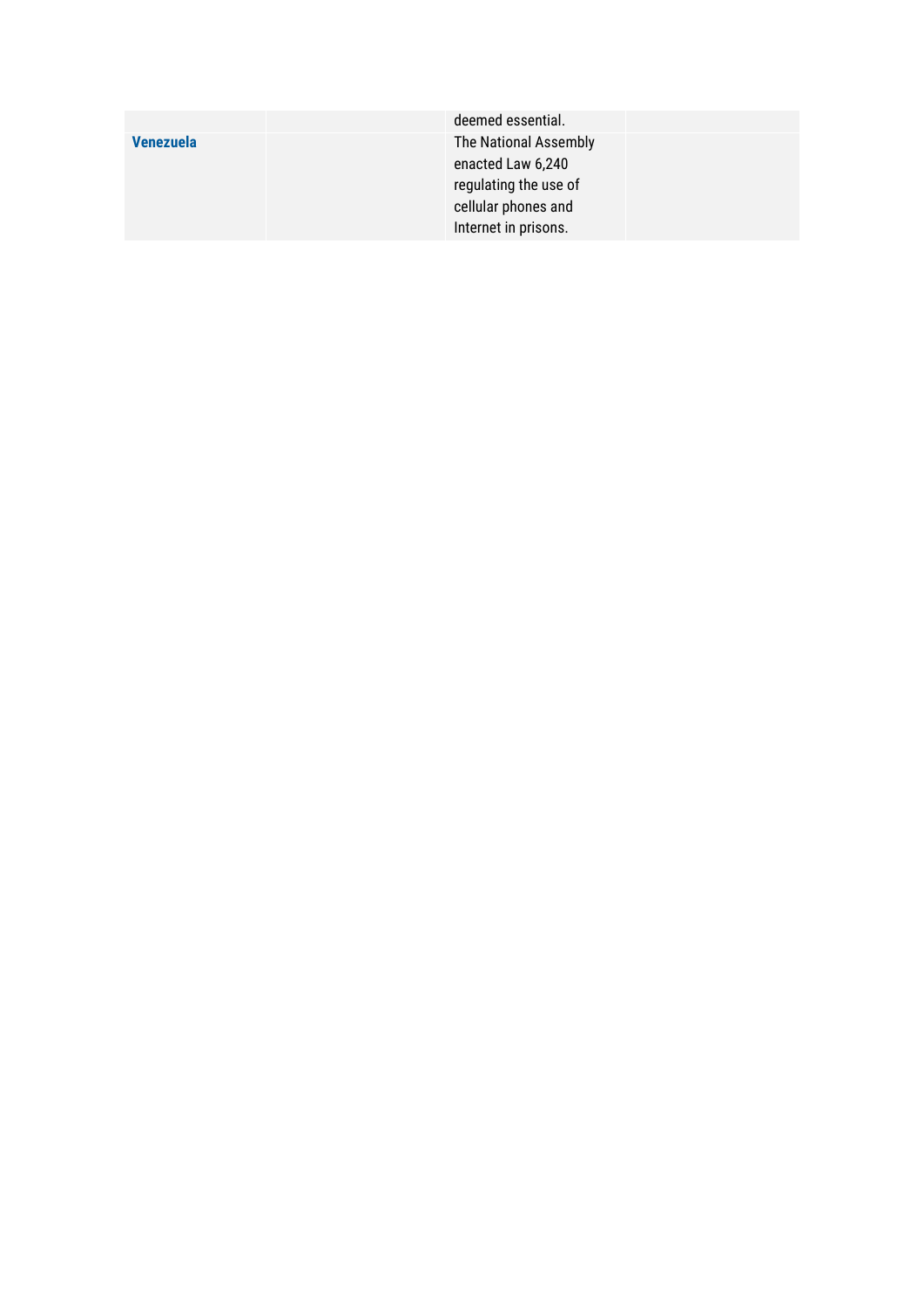|  |  |  |  |
| --- | --- | --- | --- |
|  |  | deemed essential. |  |
| **Venezuela** |  | The National Assembly enacted Law 6,240 regulating the use of cellular phones and Internet in prisons. |  |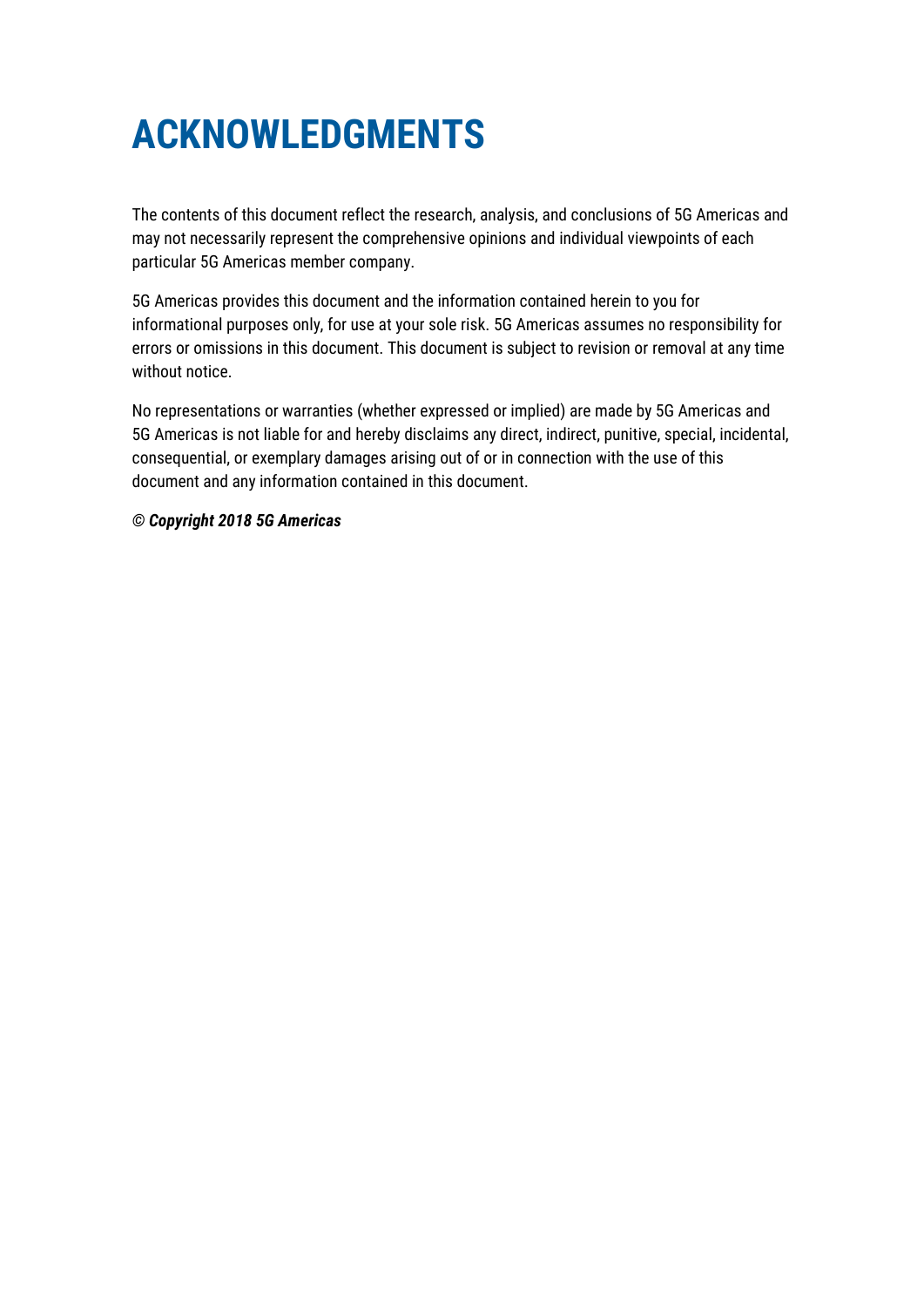# ACKNOWLEDGMENTS

The contents of this document reflect the research, analysis, and conclusions of 5G Americas and may not necessarily represent the comprehensive opinions and individual viewpoints of each particular 5G Americas member company.

5G Americas provides this document and the information contained herein to you for informational purposes only, for use at your sole risk. 5G Americas assumes no responsibility for errors or omissions in this document. This document is subject to revision or removal at any time without notice.

No representations or warranties (whether expressed or implied) are made by 5G Americas and 5G Americas is not liable for and hereby disclaims any direct, indirect, punitive, special, incidental, consequential, or exemplary damages arising out of or in connection with the use of this document and any information contained in this document.

***© Copyright 2018 5G Americas***